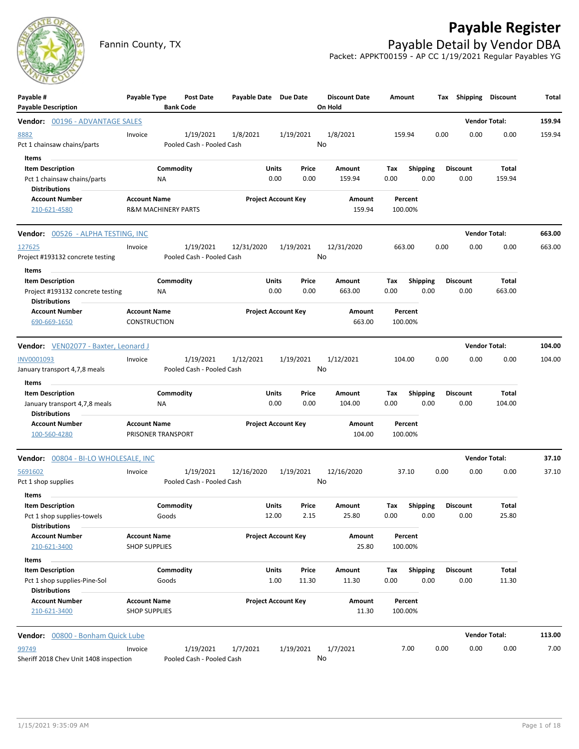# Payable Register

Fannin County, TX

## Payable Detail by Vendor DBA

Packet: APPKT00159 - AP CC 1/19/2021 Regular Payables YG

| Payable # / Payable Description | Payable Type | Post Date / Bank Code | Payable Date | Due Date | Discount Date / On Hold | Amount | Tax | Shipping | Discount | Total |
|---|---|---|---|---|---|---|---|---|---|---|

**Vendor: 00196 - ADVANTAGE SALES** — Vendor Total: **159.94**

| Payable # | Payable Type | Post Date | Payable Date | Due Date | Discount Date | Amount | Tax | Shipping | Discount | Total |
|---|---|---|---|---|---|---|---|---|---|---|
| 8882 | Invoice | 1/19/2021 | 1/8/2021 | 1/19/2021 | 1/8/2021 | 159.94 | 0.00 | 0.00 | 0.00 | 159.94 |
| Pct 1 chainsaw chains/parts | | Pooled Cash - Pooled Cash | | | No | | | | | |

Items

| Item Description | Commodity | Units | Price | Amount | Tax | Shipping | Discount | Total |
|---|---|---|---|---|---|---|---|---|
| Pct 1 chainsaw chains/parts | NA | 0.00 | 0.00 | 159.94 | 0.00 | 0.00 | 0.00 | 159.94 |

Distributions

| Account Number | Account Name | Project Account Key | Amount | Percent |
|---|---|---|---|---|
| 210-621-4580 | R&M MACHINERY PARTS | | 159.94 | 100.00% |

**Vendor: 00526 - ALPHA TESTING, INC** — Vendor Total: **663.00**

| Payable # | Payable Type | Post Date | Payable Date | Due Date | Discount Date | Amount | Tax | Shipping | Discount | Total |
|---|---|---|---|---|---|---|---|---|---|---|
| 127625 | Invoice | 1/19/2021 | 12/31/2020 | 1/19/2021 | 12/31/2020 | 663.00 | 0.00 | 0.00 | 0.00 | 663.00 |
| Project #193132 concrete testing | | Pooled Cash - Pooled Cash | | | No | | | | | |

Items

| Item Description | Commodity | Units | Price | Amount | Tax | Shipping | Discount | Total |
|---|---|---|---|---|---|---|---|---|
| Project #193132 concrete testing | NA | 0.00 | 0.00 | 663.00 | 0.00 | 0.00 | 0.00 | 663.00 |

Distributions

| Account Number | Account Name | Project Account Key | Amount | Percent |
|---|---|---|---|---|
| 690-669-1650 | CONSTRUCTION | | 663.00 | 100.00% |

**Vendor: VEN02077 - Baxter, Leonard J** — Vendor Total: **104.00**

| Payable # | Payable Type | Post Date | Payable Date | Due Date | Discount Date | Amount | Tax | Shipping | Discount | Total |
|---|---|---|---|---|---|---|---|---|---|---|
| INV0001093 | Invoice | 1/19/2021 | 1/12/2021 | 1/19/2021 | 1/12/2021 | 104.00 | 0.00 | 0.00 | 0.00 | 104.00 |
| January transport 4,7,8 meals | | Pooled Cash - Pooled Cash | | | No | | | | | |

Items

| Item Description | Commodity | Units | Price | Amount | Tax | Shipping | Discount | Total |
|---|---|---|---|---|---|---|---|---|
| January transport 4,7,8 meals | NA | 0.00 | 0.00 | 104.00 | 0.00 | 0.00 | 0.00 | 104.00 |

Distributions

| Account Number | Account Name | Project Account Key | Amount | Percent |
|---|---|---|---|---|
| 100-560-4280 | PRISONER TRANSPORT | | 104.00 | 100.00% |

**Vendor: 00804 - BI-LO WHOLESALE, INC** — Vendor Total: **37.10**

| Payable # | Payable Type | Post Date | Payable Date | Due Date | Discount Date | Amount | Tax | Shipping | Discount | Total |
|---|---|---|---|---|---|---|---|---|---|---|
| 5691602 | Invoice | 1/19/2021 | 12/16/2020 | 1/19/2021 | 12/16/2020 | 37.10 | 0.00 | 0.00 | 0.00 | 37.10 |
| Pct 1 shop supplies | | Pooled Cash - Pooled Cash | | | No | | | | | |

Items

| Item Description | Commodity | Units | Price | Amount | Tax | Shipping | Discount | Total |
|---|---|---|---|---|---|---|---|---|
| Pct 1 shop supplies-towels | Goods | 12.00 | 2.15 | 25.80 | 0.00 | 0.00 | 0.00 | 25.80 |

Distributions

| Account Number | Account Name | Project Account Key | Amount | Percent |
|---|---|---|---|---|
| 210-621-3400 | SHOP SUPPLIES | | 25.80 | 100.00% |

Items

| Item Description | Commodity | Units | Price | Amount | Tax | Shipping | Discount | Total |
|---|---|---|---|---|---|---|---|---|
| Pct 1 shop supplies-Pine-Sol | Goods | 1.00 | 11.30 | 11.30 | 0.00 | 0.00 | 0.00 | 11.30 |

Distributions

| Account Number | Account Name | Project Account Key | Amount | Percent |
|---|---|---|---|---|
| 210-621-3400 | SHOP SUPPLIES | | 11.30 | 100.00% |

**Vendor: 00800 - Bonham Quick Lube** — Vendor Total: **113.00**

| Payable # | Payable Type | Post Date | Payable Date | Due Date | Discount Date | Amount | Tax | Shipping | Discount | Total |
|---|---|---|---|---|---|---|---|---|---|---|
| 99749 | Invoice | 1/19/2021 | 1/7/2021 | 1/19/2021 | 1/7/2021 | 7.00 | 0.00 | 0.00 | 0.00 | 7.00 |
| Sheriff 2018 Chev Unit 1408 inspection | | Pooled Cash - Pooled Cash | | | No | | | | | |

1/15/2021 9:35:09 AM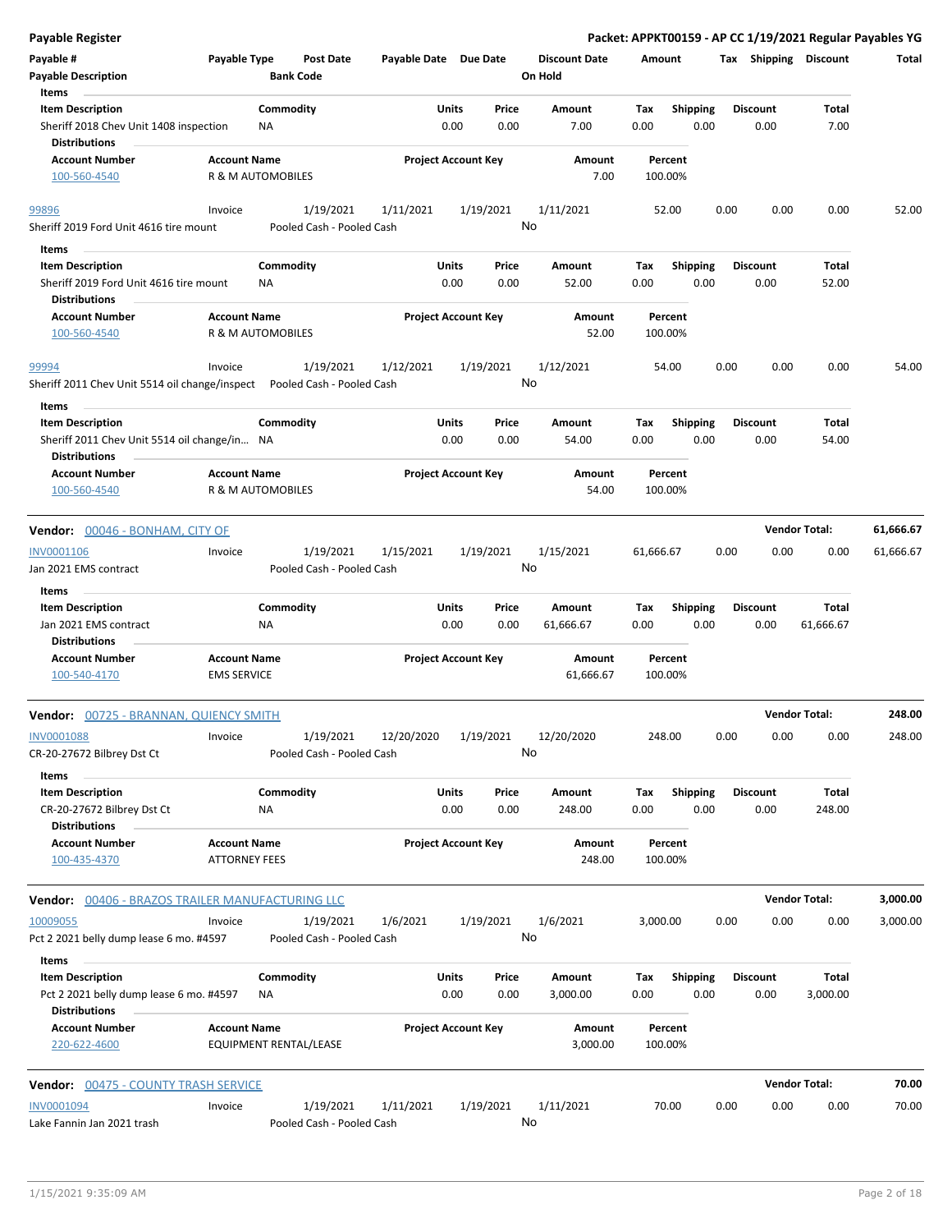**Payable Register** — Packet: APPKT00159 - AP CC 1/19/2021 Regular Payables YG

| Payable # | Payable Type | Post Date | Payable Date | Due Date | Discount Date | Amount | Tax | Shipping | Discount | Total |
|---|---|---|---|---|---|---|---|---|---|---|
| Payable Description | | Bank Code | | | On Hold | | | | | |

**Items**

| Item Description | Commodity | Units | Price | Amount | Tax | Shipping | Discount | Total |
|---|---|---|---|---|---|---|---|---|
| Sheriff 2018 Chev Unit 1408 inspection | NA | 0.00 | 0.00 | 7.00 | 0.00 | 0.00 | 0.00 | 7.00 |

**Distributions**

| Account Number | Account Name | Project Account Key | Amount | Percent |
|---|---|---|---|---|
| 100-560-4540 | R & M AUTOMOBILES | | 7.00 | 100.00% |

| Payable # | Payable Type | Post Date | Payable Date | Due Date | Discount Date | Amount | Tax | Shipping | Discount | Total |
|---|---|---|---|---|---|---|---|---|---|---|
| 99896 | Invoice | 1/19/2021 | 1/11/2021 | 1/19/2021 | 1/11/2021 | 52.00 | 0.00 | 0.00 | 0.00 | 52.00 |
| Sheriff 2019 Ford Unit 4616 tire mount | | Pooled Cash - Pooled Cash | | | No | | | | | |

**Items**

| Item Description | Commodity | Units | Price | Amount | Tax | Shipping | Discount | Total |
|---|---|---|---|---|---|---|---|---|
| Sheriff 2019 Ford Unit 4616 tire mount | NA | 0.00 | 0.00 | 52.00 | 0.00 | 0.00 | 0.00 | 52.00 |

**Distributions**

| Account Number | Account Name | Project Account Key | Amount | Percent |
|---|---|---|---|---|
| 100-560-4540 | R & M AUTOMOBILES | | 52.00 | 100.00% |

| Payable # | Payable Type | Post Date | Payable Date | Due Date | Discount Date | Amount | Tax | Shipping | Discount | Total |
|---|---|---|---|---|---|---|---|---|---|---|
| 99994 | Invoice | 1/19/2021 | 1/12/2021 | 1/19/2021 | 1/12/2021 | 54.00 | 0.00 | 0.00 | 0.00 | 54.00 |
| Sheriff 2011 Chev Unit 5514 oil change/inspect | | Pooled Cash - Pooled Cash | | | No | | | | | |

**Items**

| Item Description | Commodity | Units | Price | Amount | Tax | Shipping | Discount | Total |
|---|---|---|---|---|---|---|---|---|
| Sheriff 2011 Chev Unit 5514 oil change/in... | NA | 0.00 | 0.00 | 54.00 | 0.00 | 0.00 | 0.00 | 54.00 |

**Distributions**

| Account Number | Account Name | Project Account Key | Amount | Percent |
|---|---|---|---|---|
| 100-560-4540 | R & M AUTOMOBILES | | 54.00 | 100.00% |

**Vendor: 00046 - BONHAM, CITY OF** — Vendor Total: **61,666.67**

| Payable # | Payable Type | Post Date | Payable Date | Due Date | Discount Date | Amount | Tax | Shipping | Discount | Total |
|---|---|---|---|---|---|---|---|---|---|---|
| INV0001106 | Invoice | 1/19/2021 | 1/15/2021 | 1/19/2021 | 1/15/2021 | 61,666.67 | 0.00 | 0.00 | 0.00 | 61,666.67 |
| Jan 2021 EMS contract | | Pooled Cash - Pooled Cash | | | No | | | | | |

**Items**

| Item Description | Commodity | Units | Price | Amount | Tax | Shipping | Discount | Total |
|---|---|---|---|---|---|---|---|---|
| Jan 2021 EMS contract | NA | 0.00 | 0.00 | 61,666.67 | 0.00 | 0.00 | 0.00 | 61,666.67 |

**Distributions**

| Account Number | Account Name | Project Account Key | Amount | Percent |
|---|---|---|---|---|
| 100-540-4170 | EMS SERVICE | | 61,666.67 | 100.00% |

**Vendor: 00725 - BRANNAN, QUIENCY SMITH** — Vendor Total: **248.00**

| Payable # | Payable Type | Post Date | Payable Date | Due Date | Discount Date | Amount | Tax | Shipping | Discount | Total |
|---|---|---|---|---|---|---|---|---|---|---|
| INV0001088 | Invoice | 1/19/2021 | 12/20/2020 | 1/19/2021 | 12/20/2020 | 248.00 | 0.00 | 0.00 | 0.00 | 248.00 |
| CR-20-27672 Bilbrey Dst Ct | | Pooled Cash - Pooled Cash | | | No | | | | | |

**Items**

| Item Description | Commodity | Units | Price | Amount | Tax | Shipping | Discount | Total |
|---|---|---|---|---|---|---|---|---|
| CR-20-27672 Bilbrey Dst Ct | NA | 0.00 | 0.00 | 248.00 | 0.00 | 0.00 | 0.00 | 248.00 |

**Distributions**

| Account Number | Account Name | Project Account Key | Amount | Percent |
|---|---|---|---|---|
| 100-435-4370 | ATTORNEY FEES | | 248.00 | 100.00% |

**Vendor: 00406 - BRAZOS TRAILER MANUFACTURING LLC** — Vendor Total: **3,000.00**

| Payable # | Payable Type | Post Date | Payable Date | Due Date | Discount Date | Amount | Tax | Shipping | Discount | Total |
|---|---|---|---|---|---|---|---|---|---|---|
| 10009055 | Invoice | 1/19/2021 | 1/6/2021 | 1/19/2021 | 1/6/2021 | 3,000.00 | 0.00 | 0.00 | 0.00 | 3,000.00 |
| Pct 2 2021 belly dump lease 6 mo. #4597 | | Pooled Cash - Pooled Cash | | | No | | | | | |

**Items**

| Item Description | Commodity | Units | Price | Amount | Tax | Shipping | Discount | Total |
|---|---|---|---|---|---|---|---|---|
| Pct 2 2021 belly dump lease 6 mo. #4597 | NA | 0.00 | 0.00 | 3,000.00 | 0.00 | 0.00 | 0.00 | 3,000.00 |

**Distributions**

| Account Number | Account Name | Project Account Key | Amount | Percent |
|---|---|---|---|---|
| 220-622-4600 | EQUIPMENT RENTAL/LEASE | | 3,000.00 | 100.00% |

**Vendor: 00475 - COUNTY TRASH SERVICE** — Vendor Total: **70.00**

| Payable # | Payable Type | Post Date | Payable Date | Due Date | Discount Date | Amount | Tax | Shipping | Discount | Total |
|---|---|---|---|---|---|---|---|---|---|---|
| INV0001094 | Invoice | 1/19/2021 | 1/11/2021 | 1/19/2021 | 1/11/2021 | 70.00 | 0.00 | 0.00 | 0.00 | 70.00 |
| Lake Fannin Jan 2021 trash | | Pooled Cash - Pooled Cash | | | No | | | | | |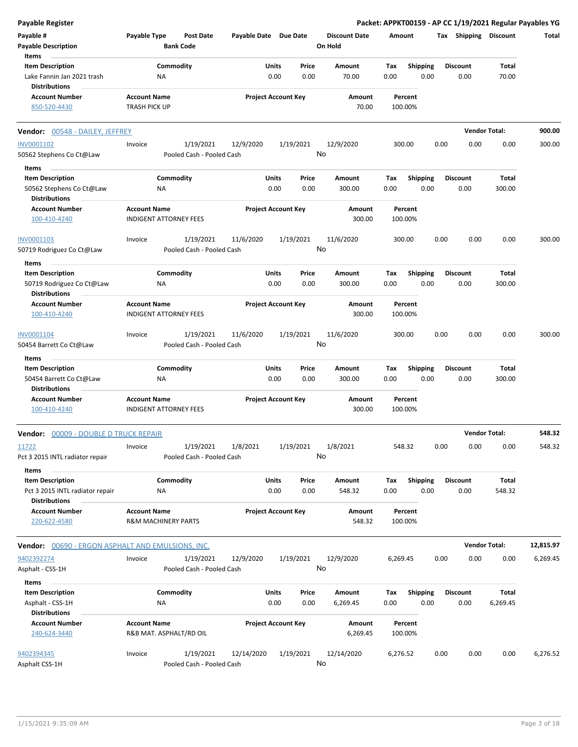**Payable Register** — **Packet: APPKT00159 - AP CC 1/19/2021 Regular Payables YG**

| Payable # / Payable Description | Payable Type | Post Date / Bank Code | Payable Date | Due Date | Discount Date / On Hold | Amount | Tax | Shipping | Discount | Total |
|---|---|---|---|---|---|---|---|---|---|---|

**Items**

| Item Description | Commodity | Units | Price | Amount | Tax | Shipping | Discount | Total |
|---|---|---|---|---|---|---|---|---|
| Lake Fannin Jan 2021 trash | NA | 0.00 | 0.00 | 70.00 | 0.00 | 0.00 | 0.00 | 70.00 |

**Distributions**

| Account Number | Account Name | Project Account Key | Amount | Percent |
|---|---|---|---|---|
| 850-520-4430 | TRASH PICK UP | | 70.00 | 100.00% |

---

**Vendor: 00548 - DAILEY, JEFFREY** — **Vendor Total: 900.00**

| Payable # / Payable Description | Payable Type | Post Date / Bank Code | Payable Date | Due Date | Discount Date / On Hold | Amount | Tax | Shipping | Discount | Total |
|---|---|---|---|---|---|---|---|---|---|---|
| INV0001102 / 50562 Stephens Co Ct@Law | Invoice | 1/19/2021 / Pooled Cash - Pooled Cash | 12/9/2020 | 1/19/2021 | 12/9/2020 / No | 300.00 | 0.00 | 0.00 | 0.00 | 300.00 |

**Items**

| Item Description | Commodity | Units | Price | Amount | Tax | Shipping | Discount | Total |
|---|---|---|---|---|---|---|---|---|
| 50562 Stephens Co Ct@Law | NA | 0.00 | 0.00 | 300.00 | 0.00 | 0.00 | 0.00 | 300.00 |

**Distributions**

| Account Number | Account Name | Project Account Key | Amount | Percent |
|---|---|---|---|---|
| 100-410-4240 | INDIGENT ATTORNEY FEES | | 300.00 | 100.00% |

| Payable # / Payable Description | Payable Type | Post Date / Bank Code | Payable Date | Due Date | Discount Date / On Hold | Amount | Tax | Shipping | Discount | Total |
|---|---|---|---|---|---|---|---|---|---|---|
| INV0001103 / 50719 Rodriguez Co Ct@Law | Invoice | 1/19/2021 / Pooled Cash - Pooled Cash | 11/6/2020 | 1/19/2021 | 11/6/2020 / No | 300.00 | 0.00 | 0.00 | 0.00 | 300.00 |

**Items**

| Item Description | Commodity | Units | Price | Amount | Tax | Shipping | Discount | Total |
|---|---|---|---|---|---|---|---|---|
| 50719 Rodriguez Co Ct@Law | NA | 0.00 | 0.00 | 300.00 | 0.00 | 0.00 | 0.00 | 300.00 |

**Distributions**

| Account Number | Account Name | Project Account Key | Amount | Percent |
|---|---|---|---|---|
| 100-410-4240 | INDIGENT ATTORNEY FEES | | 300.00 | 100.00% |

| Payable # / Payable Description | Payable Type | Post Date / Bank Code | Payable Date | Due Date | Discount Date / On Hold | Amount | Tax | Shipping | Discount | Total |
|---|---|---|---|---|---|---|---|---|---|---|
| INV0001104 / 50454 Barrett Co Ct@Law | Invoice | 1/19/2021 / Pooled Cash - Pooled Cash | 11/6/2020 | 1/19/2021 | 11/6/2020 / No | 300.00 | 0.00 | 0.00 | 0.00 | 300.00 |

**Items**

| Item Description | Commodity | Units | Price | Amount | Tax | Shipping | Discount | Total |
|---|---|---|---|---|---|---|---|---|
| 50454 Barrett Co Ct@Law | NA | 0.00 | 0.00 | 300.00 | 0.00 | 0.00 | 0.00 | 300.00 |

**Distributions**

| Account Number | Account Name | Project Account Key | Amount | Percent |
|---|---|---|---|---|
| 100-410-4240 | INDIGENT ATTORNEY FEES | | 300.00 | 100.00% |

---

**Vendor: 00009 - DOUBLE D TRUCK REPAIR** — **Vendor Total: 548.32**

| Payable # / Payable Description | Payable Type | Post Date / Bank Code | Payable Date | Due Date | Discount Date / On Hold | Amount | Tax | Shipping | Discount | Total |
|---|---|---|---|---|---|---|---|---|---|---|
| 11722 / Pct 3 2015 INTL radiator repair | Invoice | 1/19/2021 / Pooled Cash - Pooled Cash | 1/8/2021 | 1/19/2021 | 1/8/2021 / No | 548.32 | 0.00 | 0.00 | 0.00 | 548.32 |

**Items**

| Item Description | Commodity | Units | Price | Amount | Tax | Shipping | Discount | Total |
|---|---|---|---|---|---|---|---|---|
| Pct 3 2015 INTL radiator repair | NA | 0.00 | 0.00 | 548.32 | 0.00 | 0.00 | 0.00 | 548.32 |

**Distributions**

| Account Number | Account Name | Project Account Key | Amount | Percent |
|---|---|---|---|---|
| 220-622-4580 | R&M MACHINERY PARTS | | 548.32 | 100.00% |

---

**Vendor: 00690 - ERGON ASPHALT AND EMULSIONS, INC.** — **Vendor Total: 12,815.97**

| Payable # / Payable Description | Payable Type | Post Date / Bank Code | Payable Date | Due Date | Discount Date / On Hold | Amount | Tax | Shipping | Discount | Total |
|---|---|---|---|---|---|---|---|---|---|---|
| 9402392274 / Asphalt - CSS-1H | Invoice | 1/19/2021 / Pooled Cash - Pooled Cash | 12/9/2020 | 1/19/2021 | 12/9/2020 / No | 6,269.45 | 0.00 | 0.00 | 0.00 | 6,269.45 |

**Items**

| Item Description | Commodity | Units | Price | Amount | Tax | Shipping | Discount | Total |
|---|---|---|---|---|---|---|---|---|
| Asphalt - CSS-1H | NA | 0.00 | 0.00 | 6,269.45 | 0.00 | 0.00 | 0.00 | 6,269.45 |

**Distributions**

| Account Number | Account Name | Project Account Key | Amount | Percent |
|---|---|---|---|---|
| 240-624-3440 | R&B MAT. ASPHALT/RD OIL | | 6,269.45 | 100.00% |

| Payable # / Payable Description | Payable Type | Post Date / Bank Code | Payable Date | Due Date | Discount Date / On Hold | Amount | Tax | Shipping | Discount | Total |
|---|---|---|---|---|---|---|---|---|---|---|
| 9402394345 / Asphalt CSS-1H | Invoice | 1/19/2021 / Pooled Cash - Pooled Cash | 12/14/2020 | 1/19/2021 | 12/14/2020 / No | 6,276.52 | 0.00 | 0.00 | 0.00 | 6,276.52 |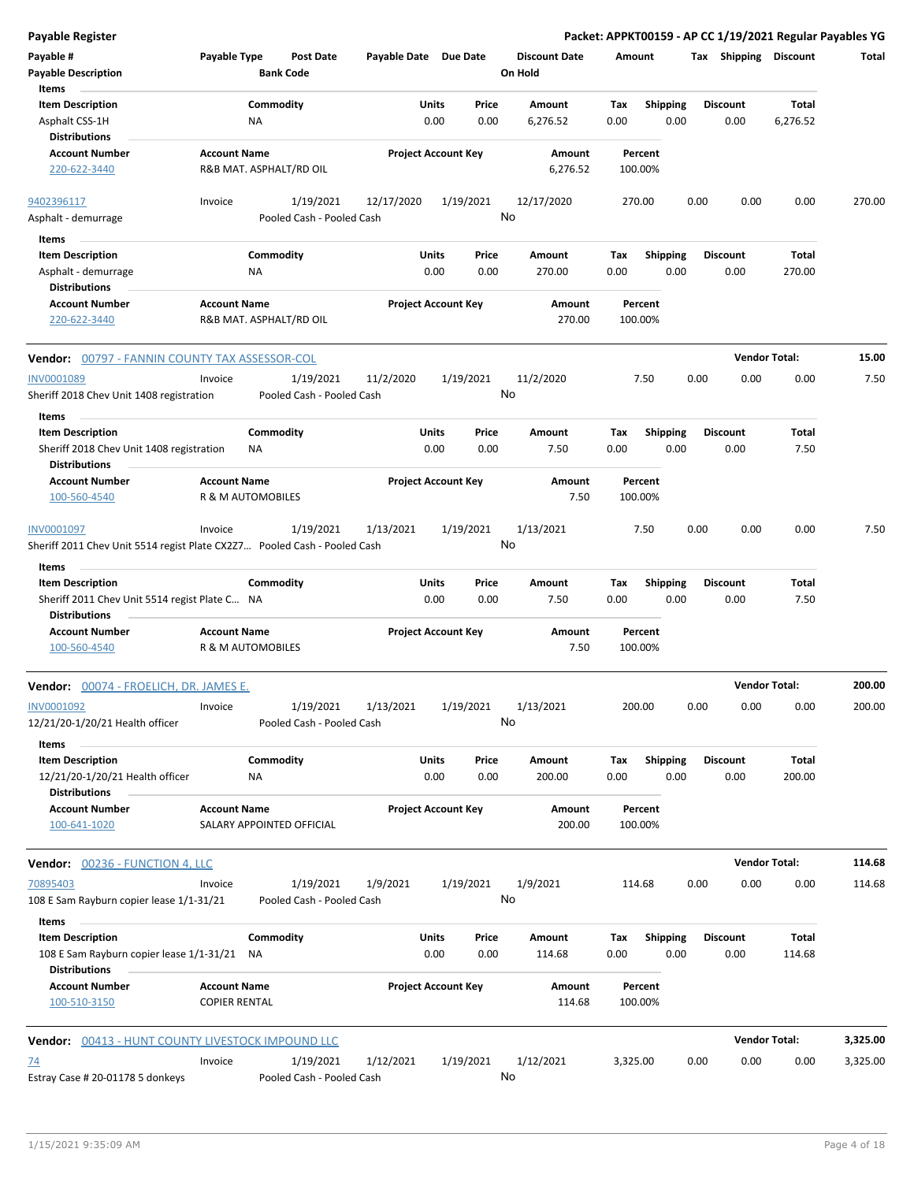**Payable Register** — Packet: APPKT00159 - AP CC 1/19/2021 Regular Payables YG

| Payable # | Payable Type | Post Date | Payable Date | Due Date | Discount Date | Amount | Tax | Shipping | Discount | Total |
|---|---|---|---|---|---|---|---|---|---|---|
| Payable Description | | Bank Code | | | On Hold | | | | | |

**Items**

| Item Description | Commodity | Units | Price | Amount | Tax | Shipping | Discount | Total |
|---|---|---|---|---|---|---|---|---|
| Asphalt CSS-1H | NA | 0.00 | 0.00 | 6,276.52 | 0.00 | 0.00 | 0.00 | 6,276.52 |

**Distributions**

| Account Number | Account Name | Project Account Key | Amount | Percent |
|---|---|---|---|---|
| 220-622-3440 | R&B MAT. ASPHALT/RD OIL | | 6,276.52 | 100.00% |

| Payable # | Payable Type | Post Date | Payable Date | Due Date | Discount Date | Amount | Tax | Shipping | Discount | Total |
|---|---|---|---|---|---|---|---|---|---|---|
| 9402396117 | Invoice | 1/19/2021 | 12/17/2020 | 1/19/2021 | 12/17/2020 | 270.00 | 0.00 | 0.00 | 0.00 | 270.00 |
| Asphalt - demurrage | | Pooled Cash - Pooled Cash | | | No | | | | | |

**Items**

| Item Description | Commodity | Units | Price | Amount | Tax | Shipping | Discount | Total |
|---|---|---|---|---|---|---|---|---|
| Asphalt - demurrage | NA | 0.00 | 0.00 | 270.00 | 0.00 | 0.00 | 0.00 | 270.00 |

**Distributions**

| Account Number | Account Name | Project Account Key | Amount | Percent |
|---|---|---|---|---|
| 220-622-3440 | R&B MAT. ASPHALT/RD OIL | | 270.00 | 100.00% |

**Vendor: 00797 - FANNIN COUNTY TAX ASSESSOR-COL** — Vendor Total: **15.00**

| Payable # | Payable Type | Post Date | Payable Date | Due Date | Discount Date | Amount | Tax | Shipping | Discount | Total |
|---|---|---|---|---|---|---|---|---|---|---|
| INV0001089 | Invoice | 1/19/2021 | 11/2/2020 | 1/19/2021 | 11/2/2020 | 7.50 | 0.00 | 0.00 | 0.00 | 7.50 |
| Sheriff 2018 Chev Unit 1408 registration | | Pooled Cash - Pooled Cash | | | No | | | | | |

**Items**

| Item Description | Commodity | Units | Price | Amount | Tax | Shipping | Discount | Total |
|---|---|---|---|---|---|---|---|---|
| Sheriff 2018 Chev Unit 1408 registration | NA | 0.00 | 0.00 | 7.50 | 0.00 | 0.00 | 0.00 | 7.50 |

**Distributions**

| Account Number | Account Name | Project Account Key | Amount | Percent |
|---|---|---|---|---|
| 100-560-4540 | R & M AUTOMOBILES | | 7.50 | 100.00% |

| Payable # | Payable Type | Post Date | Payable Date | Due Date | Discount Date | Amount | Tax | Shipping | Discount | Total |
|---|---|---|---|---|---|---|---|---|---|---|
| INV0001097 | Invoice | 1/19/2021 | 1/13/2021 | 1/19/2021 | 1/13/2021 | 7.50 | 0.00 | 0.00 | 0.00 | 7.50 |
| Sheriff 2011 Chev Unit 5514 regist Plate CX2Z7... | | Pooled Cash - Pooled Cash | | | No | | | | | |

**Items**

| Item Description | Commodity | Units | Price | Amount | Tax | Shipping | Discount | Total |
|---|---|---|---|---|---|---|---|---|
| Sheriff 2011 Chev Unit 5514 regist Plate C... | NA | 0.00 | 0.00 | 7.50 | 0.00 | 0.00 | 0.00 | 7.50 |

**Distributions**

| Account Number | Account Name | Project Account Key | Amount | Percent |
|---|---|---|---|---|
| 100-560-4540 | R & M AUTOMOBILES | | 7.50 | 100.00% |

**Vendor: 00074 - FROELICH, DR. JAMES E.** — Vendor Total: **200.00**

| Payable # | Payable Type | Post Date | Payable Date | Due Date | Discount Date | Amount | Tax | Shipping | Discount | Total |
|---|---|---|---|---|---|---|---|---|---|---|
| INV0001092 | Invoice | 1/19/2021 | 1/13/2021 | 1/19/2021 | 1/13/2021 | 200.00 | 0.00 | 0.00 | 0.00 | 200.00 |
| 12/21/20-1/20/21 Health officer | | Pooled Cash - Pooled Cash | | | No | | | | | |

**Items**

| Item Description | Commodity | Units | Price | Amount | Tax | Shipping | Discount | Total |
|---|---|---|---|---|---|---|---|---|
| 12/21/20-1/20/21 Health officer | NA | 0.00 | 0.00 | 200.00 | 0.00 | 0.00 | 0.00 | 200.00 |

**Distributions**

| Account Number | Account Name | Project Account Key | Amount | Percent |
|---|---|---|---|---|
| 100-641-1020 | SALARY APPOINTED OFFICIAL | | 200.00 | 100.00% |

**Vendor: 00236 - FUNCTION 4, LLC** — Vendor Total: **114.68**

| Payable # | Payable Type | Post Date | Payable Date | Due Date | Discount Date | Amount | Tax | Shipping | Discount | Total |
|---|---|---|---|---|---|---|---|---|---|---|
| 70895403 | Invoice | 1/19/2021 | 1/9/2021 | 1/19/2021 | 1/9/2021 | 114.68 | 0.00 | 0.00 | 0.00 | 114.68 |
| 108 E Sam Rayburn copier lease 1/1-31/21 | | Pooled Cash - Pooled Cash | | | No | | | | | |

**Items**

| Item Description | Commodity | Units | Price | Amount | Tax | Shipping | Discount | Total |
|---|---|---|---|---|---|---|---|---|
| 108 E Sam Rayburn copier lease 1/1-31/21 | NA | 0.00 | 0.00 | 114.68 | 0.00 | 0.00 | 0.00 | 114.68 |

**Distributions**

| Account Number | Account Name | Project Account Key | Amount | Percent |
|---|---|---|---|---|
| 100-510-3150 | COPIER RENTAL | | 114.68 | 100.00% |

**Vendor: 00413 - HUNT COUNTY LIVESTOCK IMPOUND LLC** — Vendor Total: **3,325.00**

| Payable # | Payable Type | Post Date | Payable Date | Due Date | Discount Date | Amount | Tax | Shipping | Discount | Total |
|---|---|---|---|---|---|---|---|---|---|---|
| 74 | Invoice | 1/19/2021 | 1/12/2021 | 1/19/2021 | 1/12/2021 | 3,325.00 | 0.00 | 0.00 | 0.00 | 3,325.00 |
| Estray Case # 20-01178 5 donkeys | | Pooled Cash - Pooled Cash | | | No | | | | | |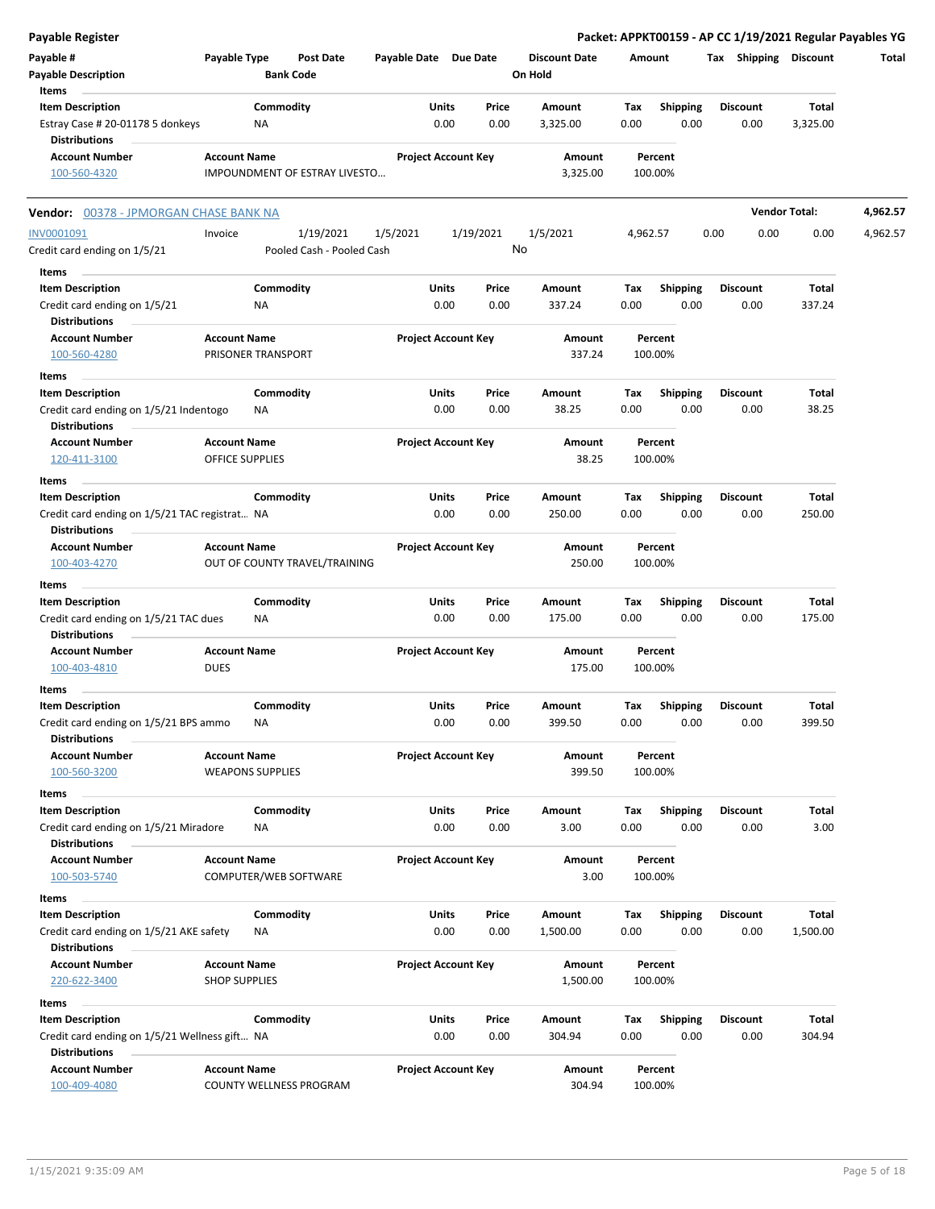**Payable Register** — **Packet: APPKT00159 - AP CC 1/19/2021 Regular Payables YG**

| Payable # | Payable Type | Post Date | Payable Date | Due Date | Discount Date | Amount | Tax | Shipping | Discount | Total |
|---|---|---|---|---|---|---|---|---|---|---|
| Payable Description | | Bank Code | | | On Hold | | | | | |

**Items**

| Item Description | Commodity | Units | Price | Amount | Tax | Shipping | Discount | Total |
|---|---|---|---|---|---|---|---|---|
| Estray Case # 20-01178 5 donkeys | NA | 0.00 | 0.00 | 3,325.00 | 0.00 | 0.00 | 0.00 | 3,325.00 |

**Distributions**

| Account Number | Account Name | Project Account Key | Amount | Percent |
|---|---|---|---|---|
| 100-560-4320 | IMPOUNDMENT OF ESTRAY LIVESTO… | | 3,325.00 | 100.00% |

---

**Vendor: 00378 - JPMORGAN CHASE BANK NA** — **Vendor Total: 4,962.57**

| Payable # | Payable Type | Post Date | Payable Date | Due Date | Discount Date | Amount | Tax | Shipping | Discount | Total |
|---|---|---|---|---|---|---|---|---|---|---|
| INV0001091 | Invoice | 1/19/2021 | 1/5/2021 | 1/19/2021 | 1/5/2021 | 4,962.57 | 0.00 | 0.00 | 0.00 | 4,962.57 |
| Credit card ending on 1/5/21 | | Pooled Cash - Pooled Cash | | | No | | | | | |

**Items**

| Item Description | Commodity | Units | Price | Amount | Tax | Shipping | Discount | Total |
|---|---|---|---|---|---|---|---|---|
| Credit card ending on 1/5/21 | NA | 0.00 | 0.00 | 337.24 | 0.00 | 0.00 | 0.00 | 337.24 |

**Distributions**

| Account Number | Account Name | Project Account Key | Amount | Percent |
|---|---|---|---|---|
| 100-560-4280 | PRISONER TRANSPORT | | 337.24 | 100.00% |

**Items**

| Item Description | Commodity | Units | Price | Amount | Tax | Shipping | Discount | Total |
|---|---|---|---|---|---|---|---|---|
| Credit card ending on 1/5/21 Indentogo | NA | 0.00 | 0.00 | 38.25 | 0.00 | 0.00 | 0.00 | 38.25 |

**Distributions**

| Account Number | Account Name | Project Account Key | Amount | Percent |
|---|---|---|---|---|
| 120-411-3100 | OFFICE SUPPLIES | | 38.25 | 100.00% |

**Items**

| Item Description | Commodity | Units | Price | Amount | Tax | Shipping | Discount | Total |
|---|---|---|---|---|---|---|---|---|
| Credit card ending on 1/5/21 TAC registrat… | NA | 0.00 | 0.00 | 250.00 | 0.00 | 0.00 | 0.00 | 250.00 |

**Distributions**

| Account Number | Account Name | Project Account Key | Amount | Percent |
|---|---|---|---|---|
| 100-403-4270 | OUT OF COUNTY TRAVEL/TRAINING | | 250.00 | 100.00% |

**Items**

| Item Description | Commodity | Units | Price | Amount | Tax | Shipping | Discount | Total |
|---|---|---|---|---|---|---|---|---|
| Credit card ending on 1/5/21 TAC dues | NA | 0.00 | 0.00 | 175.00 | 0.00 | 0.00 | 0.00 | 175.00 |

**Distributions**

| Account Number | Account Name | Project Account Key | Amount | Percent |
|---|---|---|---|---|
| 100-403-4810 | DUES | | 175.00 | 100.00% |

**Items**

| Item Description | Commodity | Units | Price | Amount | Tax | Shipping | Discount | Total |
|---|---|---|---|---|---|---|---|---|
| Credit card ending on 1/5/21 BPS ammo | NA | 0.00 | 0.00 | 399.50 | 0.00 | 0.00 | 0.00 | 399.50 |

**Distributions**

| Account Number | Account Name | Project Account Key | Amount | Percent |
|---|---|---|---|---|
| 100-560-3200 | WEAPONS SUPPLIES | | 399.50 | 100.00% |

**Items**

| Item Description | Commodity | Units | Price | Amount | Tax | Shipping | Discount | Total |
|---|---|---|---|---|---|---|---|---|
| Credit card ending on 1/5/21 Miradore | NA | 0.00 | 0.00 | 3.00 | 0.00 | 0.00 | 0.00 | 3.00 |

**Distributions**

| Account Number | Account Name | Project Account Key | Amount | Percent |
|---|---|---|---|---|
| 100-503-5740 | COMPUTER/WEB SOFTWARE | | 3.00 | 100.00% |

**Items**

| Item Description | Commodity | Units | Price | Amount | Tax | Shipping | Discount | Total |
|---|---|---|---|---|---|---|---|---|
| Credit card ending on 1/5/21 AKE safety | NA | 0.00 | 0.00 | 1,500.00 | 0.00 | 0.00 | 0.00 | 1,500.00 |

**Distributions**

| Account Number | Account Name | Project Account Key | Amount | Percent |
|---|---|---|---|---|
| 220-622-3400 | SHOP SUPPLIES | | 1,500.00 | 100.00% |

**Items**

| Item Description | Commodity | Units | Price | Amount | Tax | Shipping | Discount | Total |
|---|---|---|---|---|---|---|---|---|
| Credit card ending on 1/5/21 Wellness gift… | NA | 0.00 | 0.00 | 304.94 | 0.00 | 0.00 | 0.00 | 304.94 |

**Distributions**

| Account Number | Account Name | Project Account Key | Amount | Percent |
|---|---|---|---|---|
| 100-409-4080 | COUNTY WELLNESS PROGRAM | | 304.94 | 100.00% |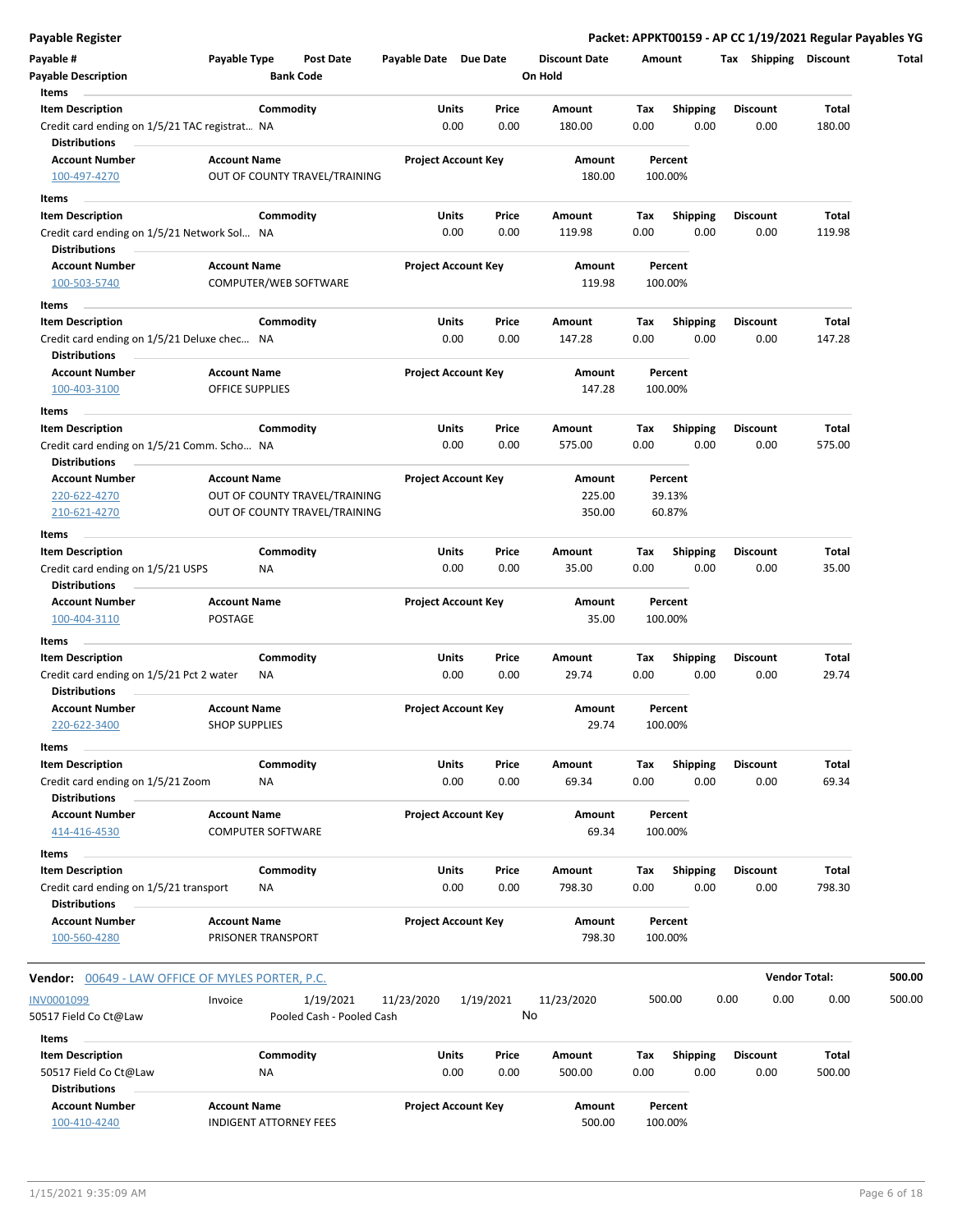**Payable Register** — **Packet: APPKT00159 - AP CC 1/19/2021 Regular Payables YG**

| Payable # | Payable Type | Post Date | Payable Date | Due Date | Discount Date | Amount | Tax | Shipping | Discount | Total |
|---|---|---|---|---|---|---|---|---|---|---|
| Payable Description | | Bank Code | | | On Hold | | | | | |

**Items**

| Item Description | Commodity | Units | Price | Amount | Tax | Shipping | Discount | Total |
|---|---|---|---|---|---|---|---|---|
| Credit card ending on 1/5/21 TAC registrat... | NA | 0.00 | 0.00 | 180.00 | 0.00 | 0.00 | 0.00 | 180.00 |

**Distributions**

| Account Number | Account Name | Project Account Key | Amount | Percent |
|---|---|---|---|---|
| 100-497-4270 | OUT OF COUNTY TRAVEL/TRAINING | | 180.00 | 100.00% |

**Items**

| Item Description | Commodity | Units | Price | Amount | Tax | Shipping | Discount | Total |
|---|---|---|---|---|---|---|---|---|
| Credit card ending on 1/5/21 Network Sol... | NA | 0.00 | 0.00 | 119.98 | 0.00 | 0.00 | 0.00 | 119.98 |

**Distributions**

| Account Number | Account Name | Project Account Key | Amount | Percent |
|---|---|---|---|---|
| 100-503-5740 | COMPUTER/WEB SOFTWARE | | 119.98 | 100.00% |

**Items**

| Item Description | Commodity | Units | Price | Amount | Tax | Shipping | Discount | Total |
|---|---|---|---|---|---|---|---|---|
| Credit card ending on 1/5/21 Deluxe chec... | NA | 0.00 | 0.00 | 147.28 | 0.00 | 0.00 | 0.00 | 147.28 |

**Distributions**

| Account Number | Account Name | Project Account Key | Amount | Percent |
|---|---|---|---|---|
| 100-403-3100 | OFFICE SUPPLIES | | 147.28 | 100.00% |

**Items**

| Item Description | Commodity | Units | Price | Amount | Tax | Shipping | Discount | Total |
|---|---|---|---|---|---|---|---|---|
| Credit card ending on 1/5/21 Comm. Scho... | NA | 0.00 | 0.00 | 575.00 | 0.00 | 0.00 | 0.00 | 575.00 |

**Distributions**

| Account Number | Account Name | Project Account Key | Amount | Percent |
|---|---|---|---|---|
| 220-622-4270 | OUT OF COUNTY TRAVEL/TRAINING | | 225.00 | 39.13% |
| 210-621-4270 | OUT OF COUNTY TRAVEL/TRAINING | | 350.00 | 60.87% |

**Items**

| Item Description | Commodity | Units | Price | Amount | Tax | Shipping | Discount | Total |
|---|---|---|---|---|---|---|---|---|
| Credit card ending on 1/5/21 USPS | NA | 0.00 | 0.00 | 35.00 | 0.00 | 0.00 | 0.00 | 35.00 |

**Distributions**

| Account Number | Account Name | Project Account Key | Amount | Percent |
|---|---|---|---|---|
| 100-404-3110 | POSTAGE | | 35.00 | 100.00% |

**Items**

| Item Description | Commodity | Units | Price | Amount | Tax | Shipping | Discount | Total |
|---|---|---|---|---|---|---|---|---|
| Credit card ending on 1/5/21 Pct 2 water | NA | 0.00 | 0.00 | 29.74 | 0.00 | 0.00 | 0.00 | 29.74 |

**Distributions**

| Account Number | Account Name | Project Account Key | Amount | Percent |
|---|---|---|---|---|
| 220-622-3400 | SHOP SUPPLIES | | 29.74 | 100.00% |

**Items**

| Item Description | Commodity | Units | Price | Amount | Tax | Shipping | Discount | Total |
|---|---|---|---|---|---|---|---|---|
| Credit card ending on 1/5/21 Zoom | NA | 0.00 | 0.00 | 69.34 | 0.00 | 0.00 | 0.00 | 69.34 |

**Distributions**

| Account Number | Account Name | Project Account Key | Amount | Percent |
|---|---|---|---|---|
| 414-416-4530 | COMPUTER SOFTWARE | | 69.34 | 100.00% |

**Items**

| Item Description | Commodity | Units | Price | Amount | Tax | Shipping | Discount | Total |
|---|---|---|---|---|---|---|---|---|
| Credit card ending on 1/5/21 transport | NA | 0.00 | 0.00 | 798.30 | 0.00 | 0.00 | 0.00 | 798.30 |

**Distributions**

| Account Number | Account Name | Project Account Key | Amount | Percent |
|---|---|---|---|---|
| 100-560-4280 | PRISONER TRANSPORT | | 798.30 | 100.00% |

**Vendor:** 00649 - LAW OFFICE OF MYLES PORTER, P.C. — **Vendor Total: 500.00**

| Payable # | Payable Type | Post Date | Payable Date | Due Date | Discount Date | Amount | Tax | Shipping | Discount | Total |
|---|---|---|---|---|---|---|---|---|---|---|
| INV0001099 | Invoice | 1/19/2021 | 11/23/2020 | 1/19/2021 | 11/23/2020 | 500.00 | 0.00 | 0.00 | 0.00 | 500.00 |
| 50517 Field Co Ct@Law | | Pooled Cash - Pooled Cash | | | No | | | | | |

**Items**

| Item Description | Commodity | Units | Price | Amount | Tax | Shipping | Discount | Total |
|---|---|---|---|---|---|---|---|---|
| 50517 Field Co Ct@Law | NA | 0.00 | 0.00 | 500.00 | 0.00 | 0.00 | 0.00 | 500.00 |

**Distributions**

| Account Number | Account Name | Project Account Key | Amount | Percent |
|---|---|---|---|---|
| 100-410-4240 | INDIGENT ATTORNEY FEES | | 500.00 | 100.00% |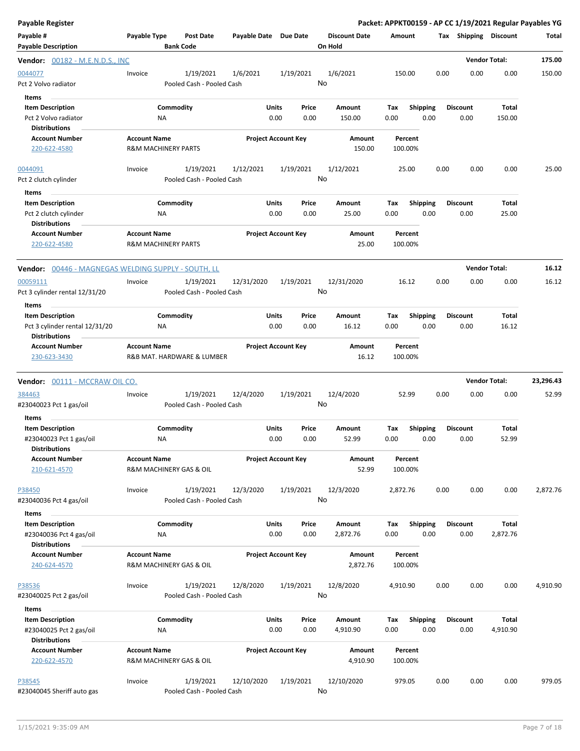**Payable Register** — **Packet: APPKT00159 - AP CC 1/19/2021 Regular Payables YG**

| Payable # / Payable Description | Payable Type | Post Date / Bank Code | Payable Date | Due Date | Discount Date / On Hold | Amount | Tax | Shipping | Discount | Total |
|---|---|---|---|---|---|---|---|---|---|---|

## Vendor: 00182 - M.E.N.D.S., INC — Vendor Total: 175.00

| Payable # | Payable Type | Post Date | Payable Date | Due Date | Discount Date | Amount | Tax | Shipping | Discount | Total |
|---|---|---|---|---|---|---|---|---|---|---|
| 0044077 | Invoice | 1/19/2021 | 1/6/2021 | 1/19/2021 | 1/6/2021 | 150.00 | 0.00 | 0.00 | 0.00 | 150.00 |
| Pct 2 Volvo radiator | | Pooled Cash - Pooled Cash | | | No | | | | | |

**Items**

| Item Description | Commodity | Units | Price | Amount | Tax | Shipping | Discount | Total |
|---|---|---|---|---|---|---|---|---|
| Pct 2 Volvo radiator | NA | 0.00 | 0.00 | 150.00 | 0.00 | 0.00 | 0.00 | 150.00 |

**Distributions**

| Account Number | Account Name | Project Account Key | Amount | Percent |
|---|---|---|---|---|
| 220-622-4580 | R&M MACHINERY PARTS | | 150.00 | 100.00% |

| Payable # | Payable Type | Post Date | Payable Date | Due Date | Discount Date | Amount | Tax | Shipping | Discount | Total |
|---|---|---|---|---|---|---|---|---|---|---|
| 0044091 | Invoice | 1/19/2021 | 1/12/2021 | 1/19/2021 | 1/12/2021 | 25.00 | 0.00 | 0.00 | 0.00 | 25.00 |
| Pct 2 clutch cylinder | | Pooled Cash - Pooled Cash | | | No | | | | | |

**Items**

| Item Description | Commodity | Units | Price | Amount | Tax | Shipping | Discount | Total |
|---|---|---|---|---|---|---|---|---|
| Pct 2 clutch cylinder | NA | 0.00 | 0.00 | 25.00 | 0.00 | 0.00 | 0.00 | 25.00 |

**Distributions**

| Account Number | Account Name | Project Account Key | Amount | Percent |
|---|---|---|---|---|
| 220-622-4580 | R&M MACHINERY PARTS | | 25.00 | 100.00% |

## Vendor: 00446 - MAGNEGAS WELDING SUPPLY - SOUTH, LL — Vendor Total: 16.12

| Payable # | Payable Type | Post Date | Payable Date | Due Date | Discount Date | Amount | Tax | Shipping | Discount | Total |
|---|---|---|---|---|---|---|---|---|---|---|
| 00059111 | Invoice | 1/19/2021 | 12/31/2020 | 1/19/2021 | 12/31/2020 | 16.12 | 0.00 | 0.00 | 0.00 | 16.12 |
| Pct 3 cylinder rental 12/31/20 | | Pooled Cash - Pooled Cash | | | No | | | | | |

**Items**

| Item Description | Commodity | Units | Price | Amount | Tax | Shipping | Discount | Total |
|---|---|---|---|---|---|---|---|---|
| Pct 3 cylinder rental 12/31/20 | NA | 0.00 | 0.00 | 16.12 | 0.00 | 0.00 | 0.00 | 16.12 |

**Distributions**

| Account Number | Account Name | Project Account Key | Amount | Percent |
|---|---|---|---|---|
| 230-623-3430 | R&B MAT. HARDWARE & LUMBER | | 16.12 | 100.00% |

## Vendor: 00111 - MCCRAW OIL CO. — Vendor Total: 23,296.43

| Payable # | Payable Type | Post Date | Payable Date | Due Date | Discount Date | Amount | Tax | Shipping | Discount | Total |
|---|---|---|---|---|---|---|---|---|---|---|
| 384463 | Invoice | 1/19/2021 | 12/4/2020 | 1/19/2021 | 12/4/2020 | 52.99 | 0.00 | 0.00 | 0.00 | 52.99 |
| #23040023 Pct 1 gas/oil | | Pooled Cash - Pooled Cash | | | No | | | | | |

**Items**

| Item Description | Commodity | Units | Price | Amount | Tax | Shipping | Discount | Total |
|---|---|---|---|---|---|---|---|---|
| #23040023 Pct 1 gas/oil | NA | 0.00 | 0.00 | 52.99 | 0.00 | 0.00 | 0.00 | 52.99 |

**Distributions**

| Account Number | Account Name | Project Account Key | Amount | Percent |
|---|---|---|---|---|
| 210-621-4570 | R&M MACHINERY GAS & OIL | | 52.99 | 100.00% |

| Payable # | Payable Type | Post Date | Payable Date | Due Date | Discount Date | Amount | Tax | Shipping | Discount | Total |
|---|---|---|---|---|---|---|---|---|---|---|
| P38450 | Invoice | 1/19/2021 | 12/3/2020 | 1/19/2021 | 12/3/2020 | 2,872.76 | 0.00 | 0.00 | 0.00 | 2,872.76 |
| #23040036 Pct 4 gas/oil | | Pooled Cash - Pooled Cash | | | No | | | | | |

**Items**

| Item Description | Commodity | Units | Price | Amount | Tax | Shipping | Discount | Total |
|---|---|---|---|---|---|---|---|---|
| #23040036 Pct 4 gas/oil | NA | 0.00 | 0.00 | 2,872.76 | 0.00 | 0.00 | 0.00 | 2,872.76 |

**Distributions**

| Account Number | Account Name | Project Account Key | Amount | Percent |
|---|---|---|---|---|
| 240-624-4570 | R&M MACHINERY GAS & OIL | | 2,872.76 | 100.00% |

| Payable # | Payable Type | Post Date | Payable Date | Due Date | Discount Date | Amount | Tax | Shipping | Discount | Total |
|---|---|---|---|---|---|---|---|---|---|---|
| P38536 | Invoice | 1/19/2021 | 12/8/2020 | 1/19/2021 | 12/8/2020 | 4,910.90 | 0.00 | 0.00 | 0.00 | 4,910.90 |
| #23040025 Pct 2 gas/oil | | Pooled Cash - Pooled Cash | | | No | | | | | |

**Items**

| Item Description | Commodity | Units | Price | Amount | Tax | Shipping | Discount | Total |
|---|---|---|---|---|---|---|---|---|
| #23040025 Pct 2 gas/oil | NA | 0.00 | 0.00 | 4,910.90 | 0.00 | 0.00 | 0.00 | 4,910.90 |

**Distributions**

| Account Number | Account Name | Project Account Key | Amount | Percent |
|---|---|---|---|---|
| 220-622-4570 | R&M MACHINERY GAS & OIL | | 4,910.90 | 100.00% |

| Payable # | Payable Type | Post Date | Payable Date | Due Date | Discount Date | Amount | Tax | Shipping | Discount | Total |
|---|---|---|---|---|---|---|---|---|---|---|
| P38545 | Invoice | 1/19/2021 | 12/10/2020 | 1/19/2021 | 12/10/2020 | 979.05 | 0.00 | 0.00 | 0.00 | 979.05 |
| #23040045 Sheriff auto gas | | Pooled Cash - Pooled Cash | | | No | | | | | |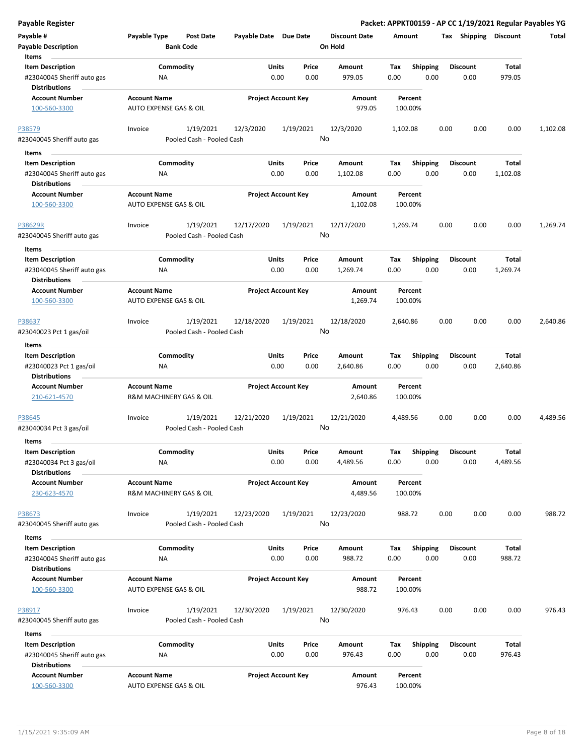**Payable Register** — **Packet: APPKT00159 - AP CC 1/19/2021 Regular Payables YG**

| Payable # | Payable Type | Post Date | Payable Date | Due Date | Discount Date | Amount | Tax | Shipping | Discount | Total |
|---|---|---|---|---|---|---|---|---|---|---|
| **Payable Description** | | **Bank Code** | | | **On Hold** | | | | | |

**Items**

| Item Description | Commodity | Units | Price | Amount | Tax | Shipping | Discount | Total |
|---|---|---|---|---|---|---|---|---|
| #23040045 Sheriff auto gas | NA | 0.00 | 0.00 | 979.05 | 0.00 | 0.00 | 0.00 | 979.05 |

**Distributions**

| Account Number | Account Name | Project Account Key | Amount | Percent |
|---|---|---|---|---|
| 100-560-3300 | AUTO EXPENSE GAS & OIL | | 979.05 | 100.00% |

---

| Payable # | Payable Type | Post Date | Payable Date | Due Date | Discount Date | Amount | Tax | Shipping | Discount | Total |
|---|---|---|---|---|---|---|---|---|---|---|
| P38579 | Invoice | 1/19/2021 | 12/3/2020 | 1/19/2021 | 12/3/2020 | 1,102.08 | 0.00 | 0.00 | 0.00 | 1,102.08 |
| #23040045 Sheriff auto gas | | Pooled Cash - Pooled Cash | | | No | | | | | |

**Items**

| Item Description | Commodity | Units | Price | Amount | Tax | Shipping | Discount | Total |
|---|---|---|---|---|---|---|---|---|
| #23040045 Sheriff auto gas | NA | 0.00 | 0.00 | 1,102.08 | 0.00 | 0.00 | 0.00 | 1,102.08 |

**Distributions**

| Account Number | Account Name | Project Account Key | Amount | Percent |
|---|---|---|---|---|
| 100-560-3300 | AUTO EXPENSE GAS & OIL | | 1,102.08 | 100.00% |

---

| Payable # | Payable Type | Post Date | Payable Date | Due Date | Discount Date | Amount | Tax | Shipping | Discount | Total |
|---|---|---|---|---|---|---|---|---|---|---|
| P38629R | Invoice | 1/19/2021 | 12/17/2020 | 1/19/2021 | 12/17/2020 | 1,269.74 | 0.00 | 0.00 | 0.00 | 1,269.74 |
| #23040045 Sheriff auto gas | | Pooled Cash - Pooled Cash | | | No | | | | | |

**Items**

| Item Description | Commodity | Units | Price | Amount | Tax | Shipping | Discount | Total |
|---|---|---|---|---|---|---|---|---|
| #23040045 Sheriff auto gas | NA | 0.00 | 0.00 | 1,269.74 | 0.00 | 0.00 | 0.00 | 1,269.74 |

**Distributions**

| Account Number | Account Name | Project Account Key | Amount | Percent |
|---|---|---|---|---|
| 100-560-3300 | AUTO EXPENSE GAS & OIL | | 1,269.74 | 100.00% |

---

| Payable # | Payable Type | Post Date | Payable Date | Due Date | Discount Date | Amount | Tax | Shipping | Discount | Total |
|---|---|---|---|---|---|---|---|---|---|---|
| P38637 | Invoice | 1/19/2021 | 12/18/2020 | 1/19/2021 | 12/18/2020 | 2,640.86 | 0.00 | 0.00 | 0.00 | 2,640.86 |
| #23040023 Pct 1 gas/oil | | Pooled Cash - Pooled Cash | | | No | | | | | |

**Items**

| Item Description | Commodity | Units | Price | Amount | Tax | Shipping | Discount | Total |
|---|---|---|---|---|---|---|---|---|
| #23040023 Pct 1 gas/oil | NA | 0.00 | 0.00 | 2,640.86 | 0.00 | 0.00 | 0.00 | 2,640.86 |

**Distributions**

| Account Number | Account Name | Project Account Key | Amount | Percent |
|---|---|---|---|---|
| 210-621-4570 | R&M MACHINERY GAS & OIL | | 2,640.86 | 100.00% |

---

| Payable # | Payable Type | Post Date | Payable Date | Due Date | Discount Date | Amount | Tax | Shipping | Discount | Total |
|---|---|---|---|---|---|---|---|---|---|---|
| P38645 | Invoice | 1/19/2021 | 12/21/2020 | 1/19/2021 | 12/21/2020 | 4,489.56 | 0.00 | 0.00 | 0.00 | 4,489.56 |
| #23040034 Pct 3 gas/oil | | Pooled Cash - Pooled Cash | | | No | | | | | |

**Items**

| Item Description | Commodity | Units | Price | Amount | Tax | Shipping | Discount | Total |
|---|---|---|---|---|---|---|---|---|
| #23040034 Pct 3 gas/oil | NA | 0.00 | 0.00 | 4,489.56 | 0.00 | 0.00 | 0.00 | 4,489.56 |

**Distributions**

| Account Number | Account Name | Project Account Key | Amount | Percent |
|---|---|---|---|---|
| 230-623-4570 | R&M MACHINERY GAS & OIL | | 4,489.56 | 100.00% |

---

| Payable # | Payable Type | Post Date | Payable Date | Due Date | Discount Date | Amount | Tax | Shipping | Discount | Total |
|---|---|---|---|---|---|---|---|---|---|---|
| P38673 | Invoice | 1/19/2021 | 12/23/2020 | 1/19/2021 | 12/23/2020 | 988.72 | 0.00 | 0.00 | 0.00 | 988.72 |
| #23040045 Sheriff auto gas | | Pooled Cash - Pooled Cash | | | No | | | | | |

**Items**

| Item Description | Commodity | Units | Price | Amount | Tax | Shipping | Discount | Total |
|---|---|---|---|---|---|---|---|---|
| #23040045 Sheriff auto gas | NA | 0.00 | 0.00 | 988.72 | 0.00 | 0.00 | 0.00 | 988.72 |

**Distributions**

| Account Number | Account Name | Project Account Key | Amount | Percent |
|---|---|---|---|---|
| 100-560-3300 | AUTO EXPENSE GAS & OIL | | 988.72 | 100.00% |

---

| Payable # | Payable Type | Post Date | Payable Date | Due Date | Discount Date | Amount | Tax | Shipping | Discount | Total |
|---|---|---|---|---|---|---|---|---|---|---|
| P38917 | Invoice | 1/19/2021 | 12/30/2020 | 1/19/2021 | 12/30/2020 | 976.43 | 0.00 | 0.00 | 0.00 | 976.43 |
| #23040045 Sheriff auto gas | | Pooled Cash - Pooled Cash | | | No | | | | | |

**Items**

| Item Description | Commodity | Units | Price | Amount | Tax | Shipping | Discount | Total |
|---|---|---|---|---|---|---|---|---|
| #23040045 Sheriff auto gas | NA | 0.00 | 0.00 | 976.43 | 0.00 | 0.00 | 0.00 | 976.43 |

**Distributions**

| Account Number | Account Name | Project Account Key | Amount | Percent |
|---|---|---|---|---|
| 100-560-3300 | AUTO EXPENSE GAS & OIL | | 976.43 | 100.00% |

1/15/2021 9:35:09 AM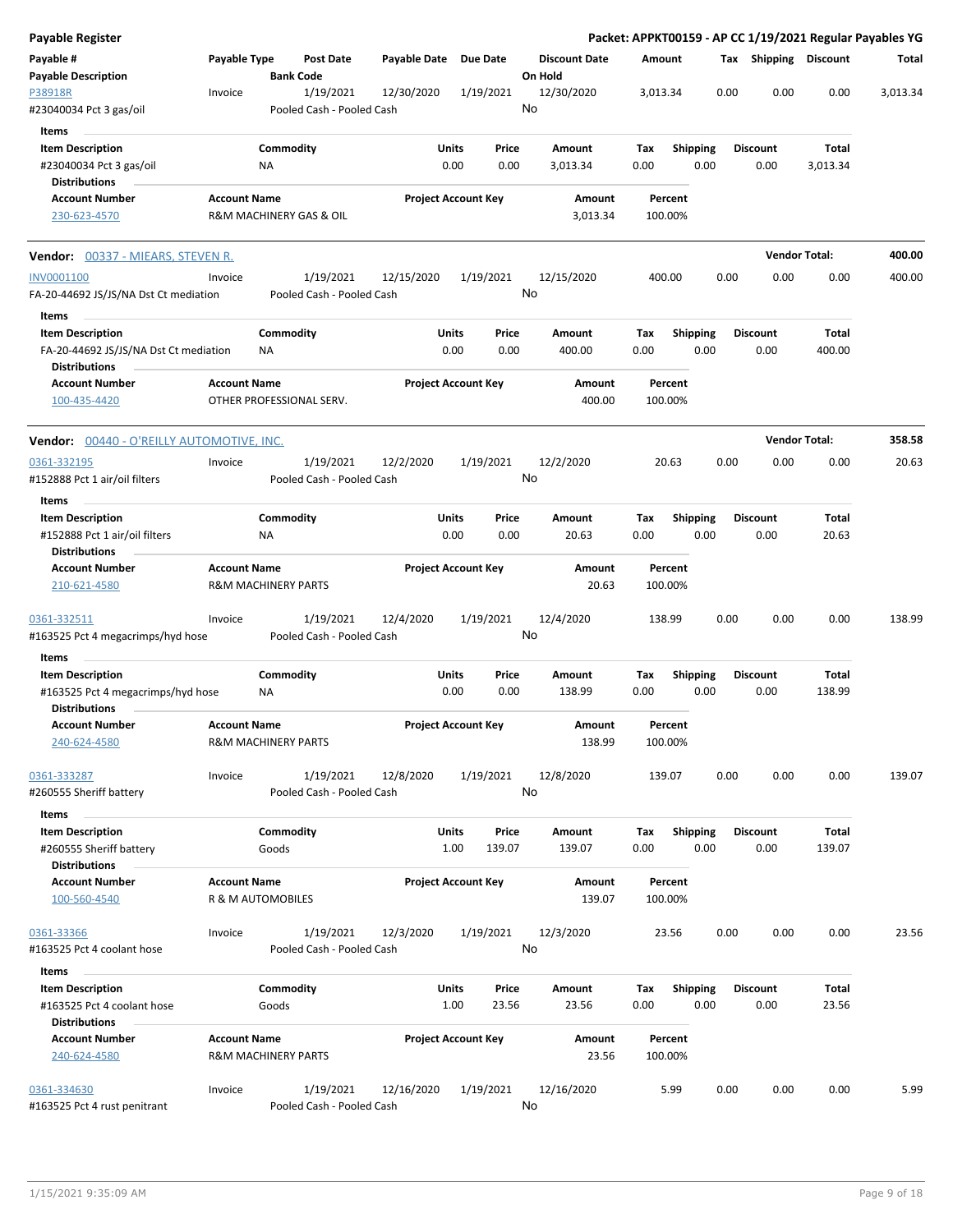**Payable Register** — **Packet: APPKT00159 - AP CC 1/19/2021 Regular Payables YG**

| Payable # / Payable Description | Payable Type | Post Date / Bank Code | Payable Date | Due Date | Discount Date / On Hold | Amount | Tax | Shipping | Discount | Total |
|---|---|---|---|---|---|---|---|---|---|---|
| P38918R<br>#23040034 Pct 3 gas/oil | Invoice | 1/19/2021<br>Pooled Cash - Pooled Cash | 12/30/2020 | 1/19/2021 | 12/30/2020<br>No | 3,013.34 | 0.00 | 0.00 | 0.00 | 3,013.34 |

**Items**

| Item Description | Commodity | Units | Price | Amount | Tax | Shipping | Discount | Total |
|---|---|---|---|---|---|---|---|---|
| #23040034 Pct 3 gas/oil | NA | 0.00 | 0.00 | 3,013.34 | 0.00 | 0.00 | 0.00 | 3,013.34 |

**Distributions**

| Account Number | Account Name | Project Account Key | Amount | Percent |
|---|---|---|---|---|
| 230-623-4570 | R&M MACHINERY GAS & OIL | | 3,013.34 | 100.00% |

**Vendor: 00337 - MIEARS, STEVEN R.** — **Vendor Total: 400.00**

| Payable # / Payable Description | Payable Type | Post Date / Bank Code | Payable Date | Due Date | Discount Date / On Hold | Amount | Tax | Shipping | Discount | Total |
|---|---|---|---|---|---|---|---|---|---|---|
| INV0001100<br>FA-20-44692 JS/JS/NA Dst Ct mediation | Invoice | 1/19/2021<br>Pooled Cash - Pooled Cash | 12/15/2020 | 1/19/2021 | 12/15/2020<br>No | 400.00 | 0.00 | 0.00 | 0.00 | 400.00 |

**Items**

| Item Description | Commodity | Units | Price | Amount | Tax | Shipping | Discount | Total |
|---|---|---|---|---|---|---|---|---|
| FA-20-44692 JS/JS/NA Dst Ct mediation | NA | 0.00 | 0.00 | 400.00 | 0.00 | 0.00 | 0.00 | 400.00 |

**Distributions**

| Account Number | Account Name | Project Account Key | Amount | Percent |
|---|---|---|---|---|
| 100-435-4420 | OTHER PROFESSIONAL SERV. | | 400.00 | 100.00% |

**Vendor: 00440 - O'REILLY AUTOMOTIVE, INC.** — **Vendor Total: 358.58**

| Payable # / Payable Description | Payable Type | Post Date / Bank Code | Payable Date | Due Date | Discount Date / On Hold | Amount | Tax | Shipping | Discount | Total |
|---|---|---|---|---|---|---|---|---|---|---|
| 0361-332195<br>#152888 Pct 1 air/oil filters | Invoice | 1/19/2021<br>Pooled Cash - Pooled Cash | 12/2/2020 | 1/19/2021 | 12/2/2020<br>No | 20.63 | 0.00 | 0.00 | 0.00 | 20.63 |

**Items**

| Item Description | Commodity | Units | Price | Amount | Tax | Shipping | Discount | Total |
|---|---|---|---|---|---|---|---|---|
| #152888 Pct 1 air/oil filters | NA | 0.00 | 0.00 | 20.63 | 0.00 | 0.00 | 0.00 | 20.63 |

**Distributions**

| Account Number | Account Name | Project Account Key | Amount | Percent |
|---|---|---|---|---|
| 210-621-4580 | R&M MACHINERY PARTS | | 20.63 | 100.00% |

| Payable # / Payable Description | Payable Type | Post Date / Bank Code | Payable Date | Due Date | Discount Date / On Hold | Amount | Tax | Shipping | Discount | Total |
|---|---|---|---|---|---|---|---|---|---|---|
| 0361-332511<br>#163525 Pct 4 megacrimps/hyd hose | Invoice | 1/19/2021<br>Pooled Cash - Pooled Cash | 12/4/2020 | 1/19/2021 | 12/4/2020<br>No | 138.99 | 0.00 | 0.00 | 0.00 | 138.99 |

**Items**

| Item Description | Commodity | Units | Price | Amount | Tax | Shipping | Discount | Total |
|---|---|---|---|---|---|---|---|---|
| #163525 Pct 4 megacrimps/hyd hose | NA | 0.00 | 0.00 | 138.99 | 0.00 | 0.00 | 0.00 | 138.99 |

**Distributions**

| Account Number | Account Name | Project Account Key | Amount | Percent |
|---|---|---|---|---|
| 240-624-4580 | R&M MACHINERY PARTS | | 138.99 | 100.00% |

| Payable # / Payable Description | Payable Type | Post Date / Bank Code | Payable Date | Due Date | Discount Date / On Hold | Amount | Tax | Shipping | Discount | Total |
|---|---|---|---|---|---|---|---|---|---|---|
| 0361-333287<br>#260555 Sheriff battery | Invoice | 1/19/2021<br>Pooled Cash - Pooled Cash | 12/8/2020 | 1/19/2021 | 12/8/2020<br>No | 139.07 | 0.00 | 0.00 | 0.00 | 139.07 |

**Items**

| Item Description | Commodity | Units | Price | Amount | Tax | Shipping | Discount | Total |
|---|---|---|---|---|---|---|---|---|
| #260555 Sheriff battery | Goods | 1.00 | 139.07 | 139.07 | 0.00 | 0.00 | 0.00 | 139.07 |

**Distributions**

| Account Number | Account Name | Project Account Key | Amount | Percent |
|---|---|---|---|---|
| 100-560-4540 | R & M AUTOMOBILES | | 139.07 | 100.00% |

| Payable # / Payable Description | Payable Type | Post Date / Bank Code | Payable Date | Due Date | Discount Date / On Hold | Amount | Tax | Shipping | Discount | Total |
|---|---|---|---|---|---|---|---|---|---|---|
| 0361-33366<br>#163525 Pct 4 coolant hose | Invoice | 1/19/2021<br>Pooled Cash - Pooled Cash | 12/3/2020 | 1/19/2021 | 12/3/2020<br>No | 23.56 | 0.00 | 0.00 | 0.00 | 23.56 |

**Items**

| Item Description | Commodity | Units | Price | Amount | Tax | Shipping | Discount | Total |
|---|---|---|---|---|---|---|---|---|
| #163525 Pct 4 coolant hose | Goods | 1.00 | 23.56 | 23.56 | 0.00 | 0.00 | 0.00 | 23.56 |

**Distributions**

| Account Number | Account Name | Project Account Key | Amount | Percent |
|---|---|---|---|---|
| 240-624-4580 | R&M MACHINERY PARTS | | 23.56 | 100.00% |

| Payable # / Payable Description | Payable Type | Post Date / Bank Code | Payable Date | Due Date | Discount Date / On Hold | Amount | Tax | Shipping | Discount | Total |
|---|---|---|---|---|---|---|---|---|---|---|
| 0361-334630<br>#163525 Pct 4 rust penitrant | Invoice | 1/19/2021<br>Pooled Cash - Pooled Cash | 12/16/2020 | 1/19/2021 | 12/16/2020<br>No | 5.99 | 0.00 | 0.00 | 0.00 | 5.99 |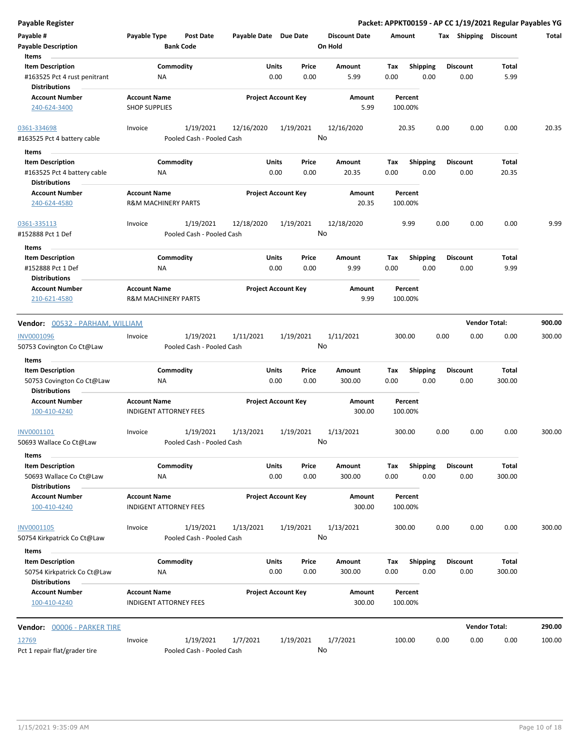**Payable Register** | **Packet: APPKT00159 - AP CC 1/19/2021 Regular Payables YG**

| Payable # / Payable Description | Payable Type | Post Date / Bank Code | Payable Date | Due Date | Discount Date / On Hold | Amount | Tax | Shipping | Discount | Total |
|---|---|---|---|---|---|---|---|---|---|---|

**Items**

| Item Description | Commodity | Units | Price | Amount | Tax | Shipping | Discount | Total |
|---|---|---|---|---|---|---|---|---|
| #163525 Pct 4 rust penitrant | NA | 0.00 | 0.00 | 5.99 | 0.00 | 0.00 | 0.00 | 5.99 |

**Distributions**

| Account Number | Account Name | Project Account Key | Amount | Percent |
|---|---|---|---|---|
| 240-624-3400 | SHOP SUPPLIES | | 5.99 | 100.00% |

| Payable # | Payable Type | Post Date | Payable Date | Due Date | Discount Date | Amount | Tax | Shipping | Discount | Total |
|---|---|---|---|---|---|---|---|---|---|---|
| 0361-334698 | Invoice | 1/19/2021 | 12/16/2020 | 1/19/2021 | 12/16/2020 | 20.35 | 0.00 | 0.00 | 0.00 | 20.35 |
| #163525 Pct 4 battery cable | | Pooled Cash - Pooled Cash | | | No | | | | | |

**Items**

| Item Description | Commodity | Units | Price | Amount | Tax | Shipping | Discount | Total |
|---|---|---|---|---|---|---|---|---|
| #163525 Pct 4 battery cable | NA | 0.00 | 0.00 | 20.35 | 0.00 | 0.00 | 0.00 | 20.35 |

**Distributions**

| Account Number | Account Name | Project Account Key | Amount | Percent |
|---|---|---|---|---|
| 240-624-4580 | R&M MACHINERY PARTS | | 20.35 | 100.00% |

| Payable # | Payable Type | Post Date | Payable Date | Due Date | Discount Date | Amount | Tax | Shipping | Discount | Total |
|---|---|---|---|---|---|---|---|---|---|---|
| 0361-335113 | Invoice | 1/19/2021 | 12/18/2020 | 1/19/2021 | 12/18/2020 | 9.99 | 0.00 | 0.00 | 0.00 | 9.99 |
| #152888 Pct 1 Def | | Pooled Cash - Pooled Cash | | | No | | | | | |

**Items**

| Item Description | Commodity | Units | Price | Amount | Tax | Shipping | Discount | Total |
|---|---|---|---|---|---|---|---|---|
| #152888 Pct 1 Def | NA | 0.00 | 0.00 | 9.99 | 0.00 | 0.00 | 0.00 | 9.99 |

**Distributions**

| Account Number | Account Name | Project Account Key | Amount | Percent |
|---|---|---|---|---|
| 210-621-4580 | R&M MACHINERY PARTS | | 9.99 | 100.00% |

**Vendor: 00532 - PARHAM, WILLIAM** — **Vendor Total: 900.00**

| Payable # | Payable Type | Post Date | Payable Date | Due Date | Discount Date | Amount | Tax | Shipping | Discount | Total |
|---|---|---|---|---|---|---|---|---|---|---|
| INV0001096 | Invoice | 1/19/2021 | 1/11/2021 | 1/19/2021 | 1/11/2021 | 300.00 | 0.00 | 0.00 | 0.00 | 300.00 |
| 50753 Covington Co Ct@Law | | Pooled Cash - Pooled Cash | | | No | | | | | |

**Items**

| Item Description | Commodity | Units | Price | Amount | Tax | Shipping | Discount | Total |
|---|---|---|---|---|---|---|---|---|
| 50753 Covington Co Ct@Law | NA | 0.00 | 0.00 | 300.00 | 0.00 | 0.00 | 0.00 | 300.00 |

**Distributions**

| Account Number | Account Name | Project Account Key | Amount | Percent |
|---|---|---|---|---|
| 100-410-4240 | INDIGENT ATTORNEY FEES | | 300.00 | 100.00% |

| Payable # | Payable Type | Post Date | Payable Date | Due Date | Discount Date | Amount | Tax | Shipping | Discount | Total |
|---|---|---|---|---|---|---|---|---|---|---|
| INV0001101 | Invoice | 1/19/2021 | 1/13/2021 | 1/19/2021 | 1/13/2021 | 300.00 | 0.00 | 0.00 | 0.00 | 300.00 |
| 50693 Wallace Co Ct@Law | | Pooled Cash - Pooled Cash | | | No | | | | | |

**Items**

| Item Description | Commodity | Units | Price | Amount | Tax | Shipping | Discount | Total |
|---|---|---|---|---|---|---|---|---|
| 50693 Wallace Co Ct@Law | NA | 0.00 | 0.00 | 300.00 | 0.00 | 0.00 | 0.00 | 300.00 |

**Distributions**

| Account Number | Account Name | Project Account Key | Amount | Percent |
|---|---|---|---|---|
| 100-410-4240 | INDIGENT ATTORNEY FEES | | 300.00 | 100.00% |

| Payable # | Payable Type | Post Date | Payable Date | Due Date | Discount Date | Amount | Tax | Shipping | Discount | Total |
|---|---|---|---|---|---|---|---|---|---|---|
| INV0001105 | Invoice | 1/19/2021 | 1/13/2021 | 1/19/2021 | 1/13/2021 | 300.00 | 0.00 | 0.00 | 0.00 | 300.00 |
| 50754 Kirkpatrick Co Ct@Law | | Pooled Cash - Pooled Cash | | | No | | | | | |

**Items**

| Item Description | Commodity | Units | Price | Amount | Tax | Shipping | Discount | Total |
|---|---|---|---|---|---|---|---|---|
| 50754 Kirkpatrick Co Ct@Law | NA | 0.00 | 0.00 | 300.00 | 0.00 | 0.00 | 0.00 | 300.00 |

**Distributions**

| Account Number | Account Name | Project Account Key | Amount | Percent |
|---|---|---|---|---|
| 100-410-4240 | INDIGENT ATTORNEY FEES | | 300.00 | 100.00% |

**Vendor: 00006 - PARKER TIRE** — **Vendor Total: 290.00**

| Payable # | Payable Type | Post Date | Payable Date | Due Date | Discount Date | Amount | Tax | Shipping | Discount | Total |
|---|---|---|---|---|---|---|---|---|---|---|
| 12769 | Invoice | 1/19/2021 | 1/7/2021 | 1/19/2021 | 1/7/2021 | 100.00 | 0.00 | 0.00 | 0.00 | 100.00 |
| Pct 1 repair flat/grader tire | | Pooled Cash - Pooled Cash | | | No | | | | | |

1/15/2021 9:35:09 AM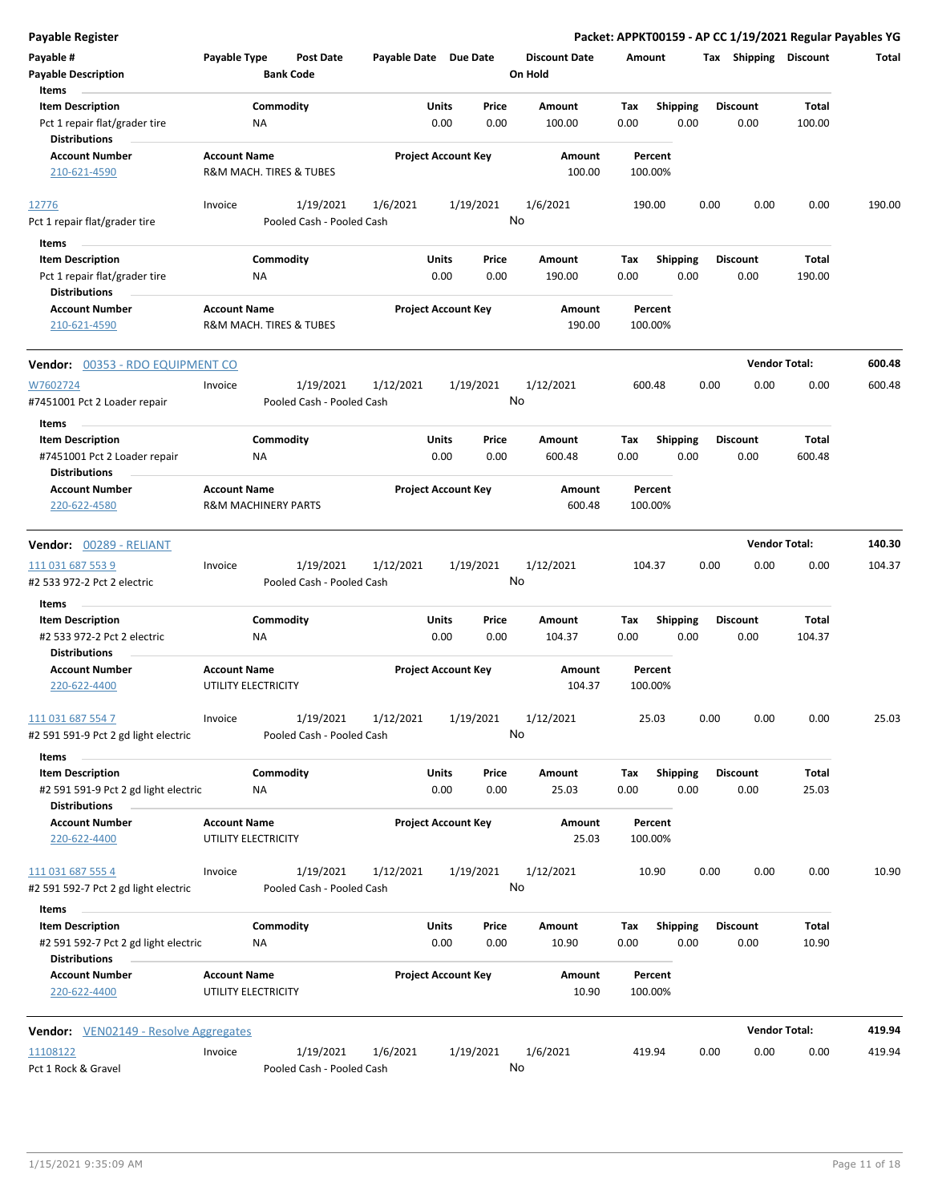**Payable Register** — **Packet: APPKT00159 - AP CC 1/19/2021 Regular Payables YG**

| Payable # | Payable Type | Post Date | Payable Date | Due Date | Discount Date | Amount | Tax | Shipping | Discount | Total |
|---|---|---|---|---|---|---|---|---|---|---|
| **Payable Description** | | **Bank Code** | | | **On Hold** | | | | | |

**Items**

| Item Description | Commodity | Units | Price | Amount | Tax | Shipping | Discount | Total |
|---|---|---|---|---|---|---|---|---|
| Pct 1 repair flat/grader tire | NA | 0.00 | 0.00 | 100.00 | 0.00 | 0.00 | 0.00 | 100.00 |

**Distributions**

| Account Number | Account Name | Project Account Key | Amount | Percent |
|---|---|---|---|---|
| 210-621-4590 | R&M MACH. TIRES & TUBES | | 100.00 | 100.00% |

| 12776 | Invoice | 1/19/2021 | 1/6/2021 | 1/19/2021 | 1/6/2021 | 190.00 | 0.00 | 0.00 | 0.00 | 190.00 |
|---|---|---|---|---|---|---|---|---|---|---|
| Pct 1 repair flat/grader tire | | Pooled Cash - Pooled Cash | | | No | | | | | |

**Items**

| Item Description | Commodity | Units | Price | Amount | Tax | Shipping | Discount | Total |
|---|---|---|---|---|---|---|---|---|
| Pct 1 repair flat/grader tire | NA | 0.00 | 0.00 | 190.00 | 0.00 | 0.00 | 0.00 | 190.00 |

**Distributions**

| Account Number | Account Name | Project Account Key | Amount | Percent |
|---|---|---|---|---|
| 210-621-4590 | R&M MACH. TIRES & TUBES | | 190.00 | 100.00% |

**Vendor: 00353 - RDO EQUIPMENT CO** — **Vendor Total: 600.48**

| W7602724 | Invoice | 1/19/2021 | 1/12/2021 | 1/19/2021 | 1/12/2021 | 600.48 | 0.00 | 0.00 | 0.00 | 600.48 |
|---|---|---|---|---|---|---|---|---|---|---|
| #7451001 Pct 2 Loader repair | | Pooled Cash - Pooled Cash | | | No | | | | | |

**Items**

| Item Description | Commodity | Units | Price | Amount | Tax | Shipping | Discount | Total |
|---|---|---|---|---|---|---|---|---|
| #7451001 Pct 2 Loader repair | NA | 0.00 | 0.00 | 600.48 | 0.00 | 0.00 | 0.00 | 600.48 |

**Distributions**

| Account Number | Account Name | Project Account Key | Amount | Percent |
|---|---|---|---|---|
| 220-622-4580 | R&M MACHINERY PARTS | | 600.48 | 100.00% |

**Vendor: 00289 - RELIANT** — **Vendor Total: 140.30**

| 111 031 687 553 9 | Invoice | 1/19/2021 | 1/12/2021 | 1/19/2021 | 1/12/2021 | 104.37 | 0.00 | 0.00 | 0.00 | 104.37 |
|---|---|---|---|---|---|---|---|---|---|---|
| #2 533 972-2 Pct 2 electric | | Pooled Cash - Pooled Cash | | | No | | | | | |

**Items**

| Item Description | Commodity | Units | Price | Amount | Tax | Shipping | Discount | Total |
|---|---|---|---|---|---|---|---|---|
| #2 533 972-2 Pct 2 electric | NA | 0.00 | 0.00 | 104.37 | 0.00 | 0.00 | 0.00 | 104.37 |

**Distributions**

| Account Number | Account Name | Project Account Key | Amount | Percent |
|---|---|---|---|---|
| 220-622-4400 | UTILITY ELECTRICITY | | 104.37 | 100.00% |

| 111 031 687 554 7 | Invoice | 1/19/2021 | 1/12/2021 | 1/19/2021 | 1/12/2021 | 25.03 | 0.00 | 0.00 | 0.00 | 25.03 |
|---|---|---|---|---|---|---|---|---|---|---|
| #2 591 591-9 Pct 2 gd light electric | | Pooled Cash - Pooled Cash | | | No | | | | | |

**Items**

| Item Description | Commodity | Units | Price | Amount | Tax | Shipping | Discount | Total |
|---|---|---|---|---|---|---|---|---|
| #2 591 591-9 Pct 2 gd light electric | NA | 0.00 | 0.00 | 25.03 | 0.00 | 0.00 | 0.00 | 25.03 |

**Distributions**

| Account Number | Account Name | Project Account Key | Amount | Percent |
|---|---|---|---|---|
| 220-622-4400 | UTILITY ELECTRICITY | | 25.03 | 100.00% |

| 111 031 687 555 4 | Invoice | 1/19/2021 | 1/12/2021 | 1/19/2021 | 1/12/2021 | 10.90 | 0.00 | 0.00 | 0.00 | 10.90 |
|---|---|---|---|---|---|---|---|---|---|---|
| #2 591 592-7 Pct 2 gd light electric | | Pooled Cash - Pooled Cash | | | No | | | | | |

**Items**

| Item Description | Commodity | Units | Price | Amount | Tax | Shipping | Discount | Total |
|---|---|---|---|---|---|---|---|---|
| #2 591 592-7 Pct 2 gd light electric | NA | 0.00 | 0.00 | 10.90 | 0.00 | 0.00 | 0.00 | 10.90 |

**Distributions**

| Account Number | Account Name | Project Account Key | Amount | Percent |
|---|---|---|---|---|
| 220-622-4400 | UTILITY ELECTRICITY | | 10.90 | 100.00% |

**Vendor: VEN02149 - Resolve Aggregates** — **Vendor Total: 419.94**

| 11108122 | Invoice | 1/19/2021 | 1/6/2021 | 1/19/2021 | 1/6/2021 | 419.94 | 0.00 | 0.00 | 0.00 | 419.94 |
|---|---|---|---|---|---|---|---|---|---|---|
| Pct 1 Rock & Gravel | | Pooled Cash - Pooled Cash | | | No | | | | | |

1/15/2021 9:35:09 AM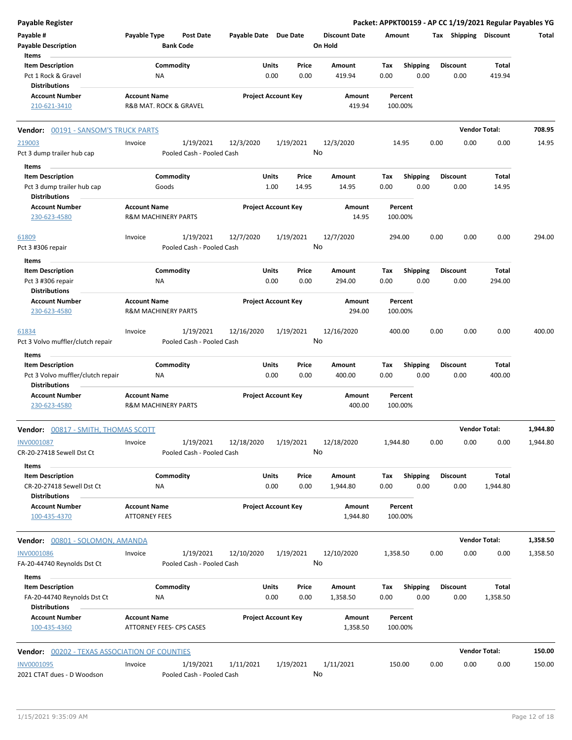**Payable Register** — **Packet: APPKT00159 - AP CC 1/19/2021 Regular Payables YG**

| Payable # | Payable Type | Post Date | Payable Date | Due Date | Discount Date | Amount | Tax | Shipping | Discount | Total |
|---|---|---|---|---|---|---|---|---|---|---|
| **Payable Description** | | **Bank Code** | | | **On Hold** | | | | | |

**Items**

| Item Description | Commodity | Units | Price | Amount | Tax | Shipping | Discount | Total |
|---|---|---|---|---|---|---|---|---|
| Pct 1 Rock & Gravel | NA | 0.00 | 0.00 | 419.94 | 0.00 | 0.00 | 0.00 | 419.94 |

**Distributions**

| Account Number | Account Name | Project Account Key | Amount | Percent |
|---|---|---|---|---|
| 210-621-3410 | R&B MAT. ROCK & GRAVEL | | 419.94 | 100.00% |

**Vendor Total: 708.95**

---

## Vendor: 00191 - SANSOM'S TRUCK PARTS

| Payable # | Payable Type | Post Date | Payable Date | Due Date | Discount Date | Amount | Tax | Shipping | Discount | Total |
|---|---|---|---|---|---|---|---|---|---|---|
| 219003 | Invoice | 1/19/2021 | 12/3/2020 | 1/19/2021 | 12/3/2020 | 14.95 | 0.00 | 0.00 | 0.00 | 14.95 |
| Pct 3 dump trailer hub cap | | Pooled Cash - Pooled Cash | | | No | | | | | |

**Items**

| Item Description | Commodity | Units | Price | Amount | Tax | Shipping | Discount | Total |
|---|---|---|---|---|---|---|---|---|
| Pct 3 dump trailer hub cap | Goods | 1.00 | 14.95 | 14.95 | 0.00 | 0.00 | 0.00 | 14.95 |

**Distributions**

| Account Number | Account Name | Project Account Key | Amount | Percent |
|---|---|---|---|---|
| 230-623-4580 | R&M MACHINERY PARTS | | 14.95 | 100.00% |

| Payable # | Payable Type | Post Date | Payable Date | Due Date | Discount Date | Amount | Tax | Shipping | Discount | Total |
|---|---|---|---|---|---|---|---|---|---|---|
| 61809 | Invoice | 1/19/2021 | 12/7/2020 | 1/19/2021 | 12/7/2020 | 294.00 | 0.00 | 0.00 | 0.00 | 294.00 |
| Pct 3 #306 repair | | Pooled Cash - Pooled Cash | | | No | | | | | |

**Items**

| Item Description | Commodity | Units | Price | Amount | Tax | Shipping | Discount | Total |
|---|---|---|---|---|---|---|---|---|
| Pct 3 #306 repair | NA | 0.00 | 0.00 | 294.00 | 0.00 | 0.00 | 0.00 | 294.00 |

**Distributions**

| Account Number | Account Name | Project Account Key | Amount | Percent |
|---|---|---|---|---|
| 230-623-4580 | R&M MACHINERY PARTS | | 294.00 | 100.00% |

| Payable # | Payable Type | Post Date | Payable Date | Due Date | Discount Date | Amount | Tax | Shipping | Discount | Total |
|---|---|---|---|---|---|---|---|---|---|---|
| 61834 | Invoice | 1/19/2021 | 12/16/2020 | 1/19/2021 | 12/16/2020 | 400.00 | 0.00 | 0.00 | 0.00 | 400.00 |
| Pct 3 Volvo muffler/clutch repair | | Pooled Cash - Pooled Cash | | | No | | | | | |

**Items**

| Item Description | Commodity | Units | Price | Amount | Tax | Shipping | Discount | Total |
|---|---|---|---|---|---|---|---|---|
| Pct 3 Volvo muffler/clutch repair | NA | 0.00 | 0.00 | 400.00 | 0.00 | 0.00 | 0.00 | 400.00 |

**Distributions**

| Account Number | Account Name | Project Account Key | Amount | Percent |
|---|---|---|---|---|
| 230-623-4580 | R&M MACHINERY PARTS | | 400.00 | 100.00% |

---

## Vendor: 00817 - SMITH, THOMAS SCOTT

**Vendor Total: 1,944.80**

| Payable # | Payable Type | Post Date | Payable Date | Due Date | Discount Date | Amount | Tax | Shipping | Discount | Total |
|---|---|---|---|---|---|---|---|---|---|---|
| INV0001087 | Invoice | 1/19/2021 | 12/18/2020 | 1/19/2021 | 12/18/2020 | 1,944.80 | 0.00 | 0.00 | 0.00 | 1,944.80 |
| CR-20-27418 Sewell Dst Ct | | Pooled Cash - Pooled Cash | | | No | | | | | |

**Items**

| Item Description | Commodity | Units | Price | Amount | Tax | Shipping | Discount | Total |
|---|---|---|---|---|---|---|---|---|
| CR-20-27418 Sewell Dst Ct | NA | 0.00 | 0.00 | 1,944.80 | 0.00 | 0.00 | 0.00 | 1,944.80 |

**Distributions**

| Account Number | Account Name | Project Account Key | Amount | Percent |
|---|---|---|---|---|
| 100-435-4370 | ATTORNEY FEES | | 1,944.80 | 100.00% |

---

## Vendor: 00801 - SOLOMON, AMANDA

**Vendor Total: 1,358.50**

| Payable # | Payable Type | Post Date | Payable Date | Due Date | Discount Date | Amount | Tax | Shipping | Discount | Total |
|---|---|---|---|---|---|---|---|---|---|---|
| INV0001086 | Invoice | 1/19/2021 | 12/10/2020 | 1/19/2021 | 12/10/2020 | 1,358.50 | 0.00 | 0.00 | 0.00 | 1,358.50 |
| FA-20-44740 Reynolds Dst Ct | | Pooled Cash - Pooled Cash | | | No | | | | | |

**Items**

| Item Description | Commodity | Units | Price | Amount | Tax | Shipping | Discount | Total |
|---|---|---|---|---|---|---|---|---|
| FA-20-44740 Reynolds Dst Ct | NA | 0.00 | 0.00 | 1,358.50 | 0.00 | 0.00 | 0.00 | 1,358.50 |

**Distributions**

| Account Number | Account Name | Project Account Key | Amount | Percent |
|---|---|---|---|---|
| 100-435-4360 | ATTORNEY FEES- CPS CASES | | 1,358.50 | 100.00% |

---

## Vendor: 00202 - TEXAS ASSOCIATION OF COUNTIES

**Vendor Total: 150.00**

| Payable # | Payable Type | Post Date | Payable Date | Due Date | Discount Date | Amount | Tax | Shipping | Discount | Total |
|---|---|---|---|---|---|---|---|---|---|---|
| INV0001095 | Invoice | 1/19/2021 | 1/11/2021 | 1/19/2021 | 1/11/2021 | 150.00 | 0.00 | 0.00 | 0.00 | 150.00 |
| 2021 CTAT dues - D Woodson | | Pooled Cash - Pooled Cash | | | No | | | | | |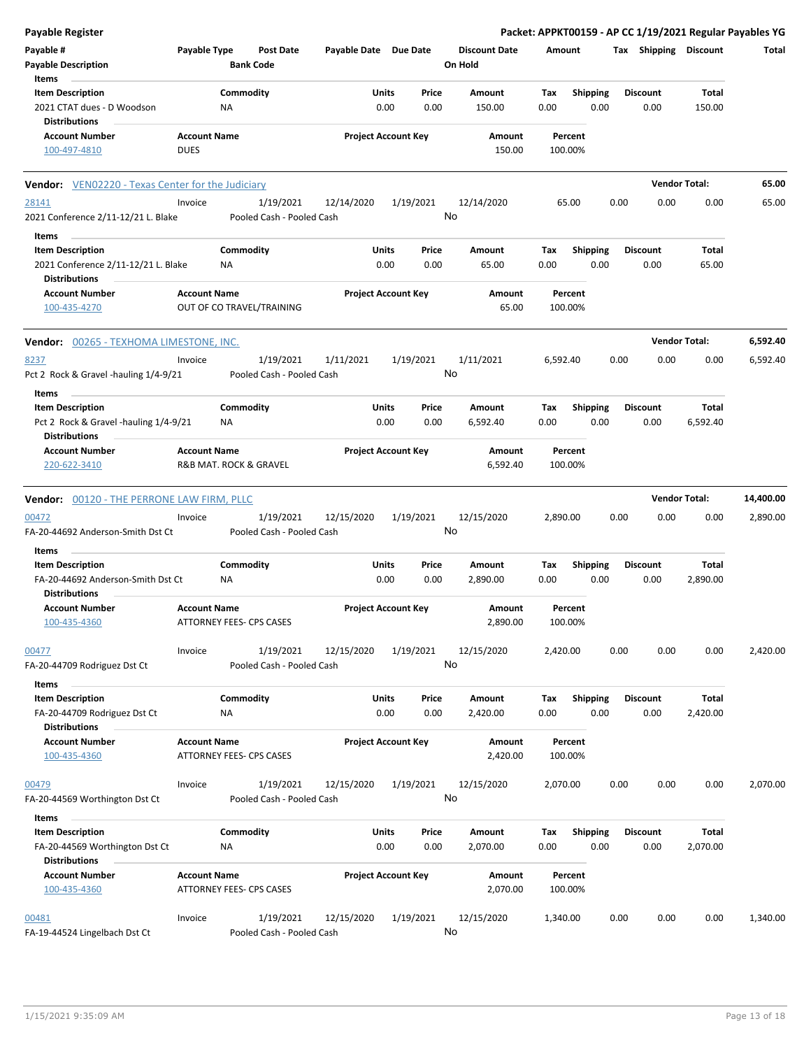## Payable Register

**Packet: APPKT00159 - AP CC 1/19/2021 Regular Payables YG**

| Payable # | Payable Type | Post Date | Payable Date | Due Date | Discount Date | Amount | Tax | Shipping | Discount | Total |
|---|---|---|---|---|---|---|---|---|---|---|
| Payable Description | | Bank Code | | | On Hold | | | | | |

**Items**

| Item Description | Commodity | Units | Price | Amount | Tax | Shipping | Discount | Total |
|---|---|---|---|---|---|---|---|---|
| 2021 CTAT dues - D Woodson | NA | 0.00 | 0.00 | 150.00 | 0.00 | 0.00 | 0.00 | 150.00 |

**Distributions**

| Account Number | Account Name | Project Account Key | Amount | Percent |
|---|---|---|---|---|
| 100-497-4810 | DUES | | 150.00 | 100.00% |

---

### Vendor: VEN02220 - Texas Center for the Judiciary — Vendor Total: 65.00

| Payable # | Payable Type | Post Date | Payable Date | Due Date | Discount Date | Amount | Tax | Shipping | Discount | Total |
|---|---|---|---|---|---|---|---|---|---|---|
| 28141 | Invoice | 1/19/2021 | 12/14/2020 | 1/19/2021 | 12/14/2020 | 65.00 | 0.00 | 0.00 | 0.00 | 65.00 |
| 2021 Conference 2/11-12/21 L. Blake | | Pooled Cash - Pooled Cash | | | No | | | | | |

**Items**

| Item Description | Commodity | Units | Price | Amount | Tax | Shipping | Discount | Total |
|---|---|---|---|---|---|---|---|---|
| 2021 Conference 2/11-12/21 L. Blake | NA | 0.00 | 0.00 | 65.00 | 0.00 | 0.00 | 0.00 | 65.00 |

**Distributions**

| Account Number | Account Name | Project Account Key | Amount | Percent |
|---|---|---|---|---|
| 100-435-4270 | OUT OF CO TRAVEL/TRAINING | | 65.00 | 100.00% |

---

### Vendor: 00265 - TEXHOMA LIMESTONE, INC. — Vendor Total: 6,592.40

| Payable # | Payable Type | Post Date | Payable Date | Due Date | Discount Date | Amount | Tax | Shipping | Discount | Total |
|---|---|---|---|---|---|---|---|---|---|---|
| 8237 | Invoice | 1/19/2021 | 1/11/2021 | 1/19/2021 | 1/11/2021 | 6,592.40 | 0.00 | 0.00 | 0.00 | 6,592.40 |
| Pct 2 Rock & Gravel -hauling 1/4-9/21 | | Pooled Cash - Pooled Cash | | | No | | | | | |

**Items**

| Item Description | Commodity | Units | Price | Amount | Tax | Shipping | Discount | Total |
|---|---|---|---|---|---|---|---|---|
| Pct 2 Rock & Gravel -hauling 1/4-9/21 | NA | 0.00 | 0.00 | 6,592.40 | 0.00 | 0.00 | 0.00 | 6,592.40 |

**Distributions**

| Account Number | Account Name | Project Account Key | Amount | Percent |
|---|---|---|---|---|
| 220-622-3410 | R&B MAT. ROCK & GRAVEL | | 6,592.40 | 100.00% |

---

### Vendor: 00120 - THE PERRONE LAW FIRM, PLLC — Vendor Total: 14,400.00

| Payable # | Payable Type | Post Date | Payable Date | Due Date | Discount Date | Amount | Tax | Shipping | Discount | Total |
|---|---|---|---|---|---|---|---|---|---|---|
| 00472 | Invoice | 1/19/2021 | 12/15/2020 | 1/19/2021 | 12/15/2020 | 2,890.00 | 0.00 | 0.00 | 0.00 | 2,890.00 |
| FA-20-44692 Anderson-Smith Dst Ct | | Pooled Cash - Pooled Cash | | | No | | | | | |

**Items**

| Item Description | Commodity | Units | Price | Amount | Tax | Shipping | Discount | Total |
|---|---|---|---|---|---|---|---|---|
| FA-20-44692 Anderson-Smith Dst Ct | NA | 0.00 | 0.00 | 2,890.00 | 0.00 | 0.00 | 0.00 | 2,890.00 |

**Distributions**

| Account Number | Account Name | Project Account Key | Amount | Percent |
|---|---|---|---|---|
| 100-435-4360 | ATTORNEY FEES- CPS CASES | | 2,890.00 | 100.00% |

| Payable # | Payable Type | Post Date | Payable Date | Due Date | Discount Date | Amount | Tax | Shipping | Discount | Total |
|---|---|---|---|---|---|---|---|---|---|---|
| 00477 | Invoice | 1/19/2021 | 12/15/2020 | 1/19/2021 | 12/15/2020 | 2,420.00 | 0.00 | 0.00 | 0.00 | 2,420.00 |
| FA-20-44709 Rodriguez Dst Ct | | Pooled Cash - Pooled Cash | | | No | | | | | |

**Items**

| Item Description | Commodity | Units | Price | Amount | Tax | Shipping | Discount | Total |
|---|---|---|---|---|---|---|---|---|
| FA-20-44709 Rodriguez Dst Ct | NA | 0.00 | 0.00 | 2,420.00 | 0.00 | 0.00 | 0.00 | 2,420.00 |

**Distributions**

| Account Number | Account Name | Project Account Key | Amount | Percent |
|---|---|---|---|---|
| 100-435-4360 | ATTORNEY FEES- CPS CASES | | 2,420.00 | 100.00% |

| Payable # | Payable Type | Post Date | Payable Date | Due Date | Discount Date | Amount | Tax | Shipping | Discount | Total |
|---|---|---|---|---|---|---|---|---|---|---|
| 00479 | Invoice | 1/19/2021 | 12/15/2020 | 1/19/2021 | 12/15/2020 | 2,070.00 | 0.00 | 0.00 | 0.00 | 2,070.00 |
| FA-20-44569 Worthington Dst Ct | | Pooled Cash - Pooled Cash | | | No | | | | | |

**Items**

| Item Description | Commodity | Units | Price | Amount | Tax | Shipping | Discount | Total |
|---|---|---|---|---|---|---|---|---|
| FA-20-44569 Worthington Dst Ct | NA | 0.00 | 0.00 | 2,070.00 | 0.00 | 0.00 | 0.00 | 2,070.00 |

**Distributions**

| Account Number | Account Name | Project Account Key | Amount | Percent |
|---|---|---|---|---|
| 100-435-4360 | ATTORNEY FEES- CPS CASES | | 2,070.00 | 100.00% |

| Payable # | Payable Type | Post Date | Payable Date | Due Date | Discount Date | Amount | Tax | Shipping | Discount | Total |
|---|---|---|---|---|---|---|---|---|---|---|
| 00481 | Invoice | 1/19/2021 | 12/15/2020 | 1/19/2021 | 12/15/2020 | 1,340.00 | 0.00 | 0.00 | 0.00 | 1,340.00 |
| FA-19-44524 Lingelbach Dst Ct | | Pooled Cash - Pooled Cash | | | No | | | | | |

1/15/2021 9:35:09 AM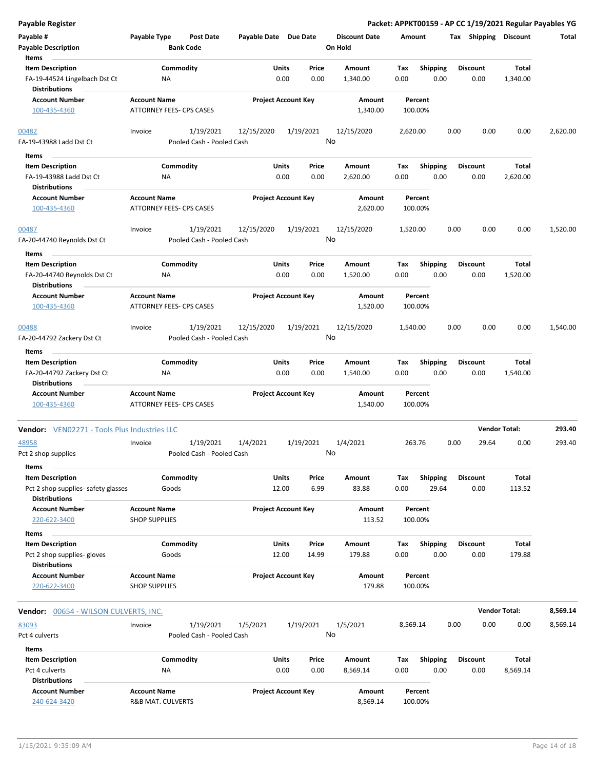# Payable Register

**Packet: APPKT00159 - AP CC 1/19/2021 Regular Payables YG**

| Payable # | Payable Type | Post Date | Payable Date | Due Date | Discount Date | Amount | Tax | Shipping | Discount | Total |
|---|---|---|---|---|---|---|---|---|---|---|
| Payable Description | | Bank Code | | | On Hold | | | | | |

**Items**

| Item Description | Commodity | Units | Price | Amount | Tax | Shipping | Discount | Total |
|---|---|---|---|---|---|---|---|---|
| FA-19-44524 Lingelbach Dst Ct | NA | 0.00 | 0.00 | 1,340.00 | 0.00 | 0.00 | 0.00 | 1,340.00 |

**Distributions**

| Account Number | Account Name | Project Account Key | Amount | Percent |
|---|---|---|---|---|
| 100-435-4360 | ATTORNEY FEES- CPS CASES | | 1,340.00 | 100.00% |

| Payable # | Payable Type | Post Date | Payable Date | Due Date | Discount Date | Amount | Tax | Shipping | Discount | Total |
|---|---|---|---|---|---|---|---|---|---|---|
| 00482 | Invoice | 1/19/2021 | 12/15/2020 | 1/19/2021 | 12/15/2020 | 2,620.00 | 0.00 | 0.00 | 0.00 | 2,620.00 |
| FA-19-43988 Ladd Dst Ct | | Pooled Cash - Pooled Cash | | | No | | | | | |

**Items**

| Item Description | Commodity | Units | Price | Amount | Tax | Shipping | Discount | Total |
|---|---|---|---|---|---|---|---|---|
| FA-19-43988 Ladd Dst Ct | NA | 0.00 | 0.00 | 2,620.00 | 0.00 | 0.00 | 0.00 | 2,620.00 |

**Distributions**

| Account Number | Account Name | Project Account Key | Amount | Percent |
|---|---|---|---|---|
| 100-435-4360 | ATTORNEY FEES- CPS CASES | | 2,620.00 | 100.00% |

| Payable # | Payable Type | Post Date | Payable Date | Due Date | Discount Date | Amount | Tax | Shipping | Discount | Total |
|---|---|---|---|---|---|---|---|---|---|---|
| 00487 | Invoice | 1/19/2021 | 12/15/2020 | 1/19/2021 | 12/15/2020 | 1,520.00 | 0.00 | 0.00 | 0.00 | 1,520.00 |
| FA-20-44740 Reynolds Dst Ct | | Pooled Cash - Pooled Cash | | | No | | | | | |

**Items**

| Item Description | Commodity | Units | Price | Amount | Tax | Shipping | Discount | Total |
|---|---|---|---|---|---|---|---|---|
| FA-20-44740 Reynolds Dst Ct | NA | 0.00 | 0.00 | 1,520.00 | 0.00 | 0.00 | 0.00 | 1,520.00 |

**Distributions**

| Account Number | Account Name | Project Account Key | Amount | Percent |
|---|---|---|---|---|
| 100-435-4360 | ATTORNEY FEES- CPS CASES | | 1,520.00 | 100.00% |

| Payable # | Payable Type | Post Date | Payable Date | Due Date | Discount Date | Amount | Tax | Shipping | Discount | Total |
|---|---|---|---|---|---|---|---|---|---|---|
| 00488 | Invoice | 1/19/2021 | 12/15/2020 | 1/19/2021 | 12/15/2020 | 1,540.00 | 0.00 | 0.00 | 0.00 | 1,540.00 |
| FA-20-44792 Zackery Dst Ct | | Pooled Cash - Pooled Cash | | | No | | | | | |

**Items**

| Item Description | Commodity | Units | Price | Amount | Tax | Shipping | Discount | Total |
|---|---|---|---|---|---|---|---|---|
| FA-20-44792 Zackery Dst Ct | NA | 0.00 | 0.00 | 1,540.00 | 0.00 | 0.00 | 0.00 | 1,540.00 |

**Distributions**

| Account Number | Account Name | Project Account Key | Amount | Percent |
|---|---|---|---|---|
| 100-435-4360 | ATTORNEY FEES- CPS CASES | | 1,540.00 | 100.00% |

---

**Vendor:** VEN02271 - Tools Plus Industries LLC — **Vendor Total: 293.40**

| Payable # | Payable Type | Post Date | Payable Date | Due Date | Discount Date | Amount | Tax | Shipping | Discount | Total |
|---|---|---|---|---|---|---|---|---|---|---|
| 48958 | Invoice | 1/19/2021 | 1/4/2021 | 1/19/2021 | 1/4/2021 | 263.76 | 0.00 | 29.64 | 0.00 | 293.40 |
| Pct 2 shop supplies | | Pooled Cash - Pooled Cash | | | No | | | | | |

**Items**

| Item Description | Commodity | Units | Price | Amount | Tax | Shipping | Discount | Total |
|---|---|---|---|---|---|---|---|---|
| Pct 2 shop supplies- safety glasses | Goods | 12.00 | 6.99 | 83.88 | 0.00 | 29.64 | 0.00 | 113.52 |

**Distributions**

| Account Number | Account Name | Project Account Key | Amount | Percent |
|---|---|---|---|---|
| 220-622-3400 | SHOP SUPPLIES | | 113.52 | 100.00% |

**Items**

| Item Description | Commodity | Units | Price | Amount | Tax | Shipping | Discount | Total |
|---|---|---|---|---|---|---|---|---|
| Pct 2 shop supplies- gloves | Goods | 12.00 | 14.99 | 179.88 | 0.00 | 0.00 | 0.00 | 179.88 |

**Distributions**

| Account Number | Account Name | Project Account Key | Amount | Percent |
|---|---|---|---|---|
| 220-622-3400 | SHOP SUPPLIES | | 179.88 | 100.00% |

---

**Vendor:** 00654 - WILSON CULVERTS, INC. — **Vendor Total: 8,569.14**

| Payable # | Payable Type | Post Date | Payable Date | Due Date | Discount Date | Amount | Tax | Shipping | Discount | Total |
|---|---|---|---|---|---|---|---|---|---|---|
| 83093 | Invoice | 1/19/2021 | 1/5/2021 | 1/19/2021 | 1/5/2021 | 8,569.14 | 0.00 | 0.00 | 0.00 | 8,569.14 |
| Pct 4 culverts | | Pooled Cash - Pooled Cash | | | No | | | | | |

**Items**

| Item Description | Commodity | Units | Price | Amount | Tax | Shipping | Discount | Total |
|---|---|---|---|---|---|---|---|---|
| Pct 4 culverts | NA | 0.00 | 0.00 | 8,569.14 | 0.00 | 0.00 | 0.00 | 8,569.14 |

**Distributions**

| Account Number | Account Name | Project Account Key | Amount | Percent |
|---|---|---|---|---|
| 240-624-3420 | R&B MAT. CULVERTS | | 8,569.14 | 100.00% |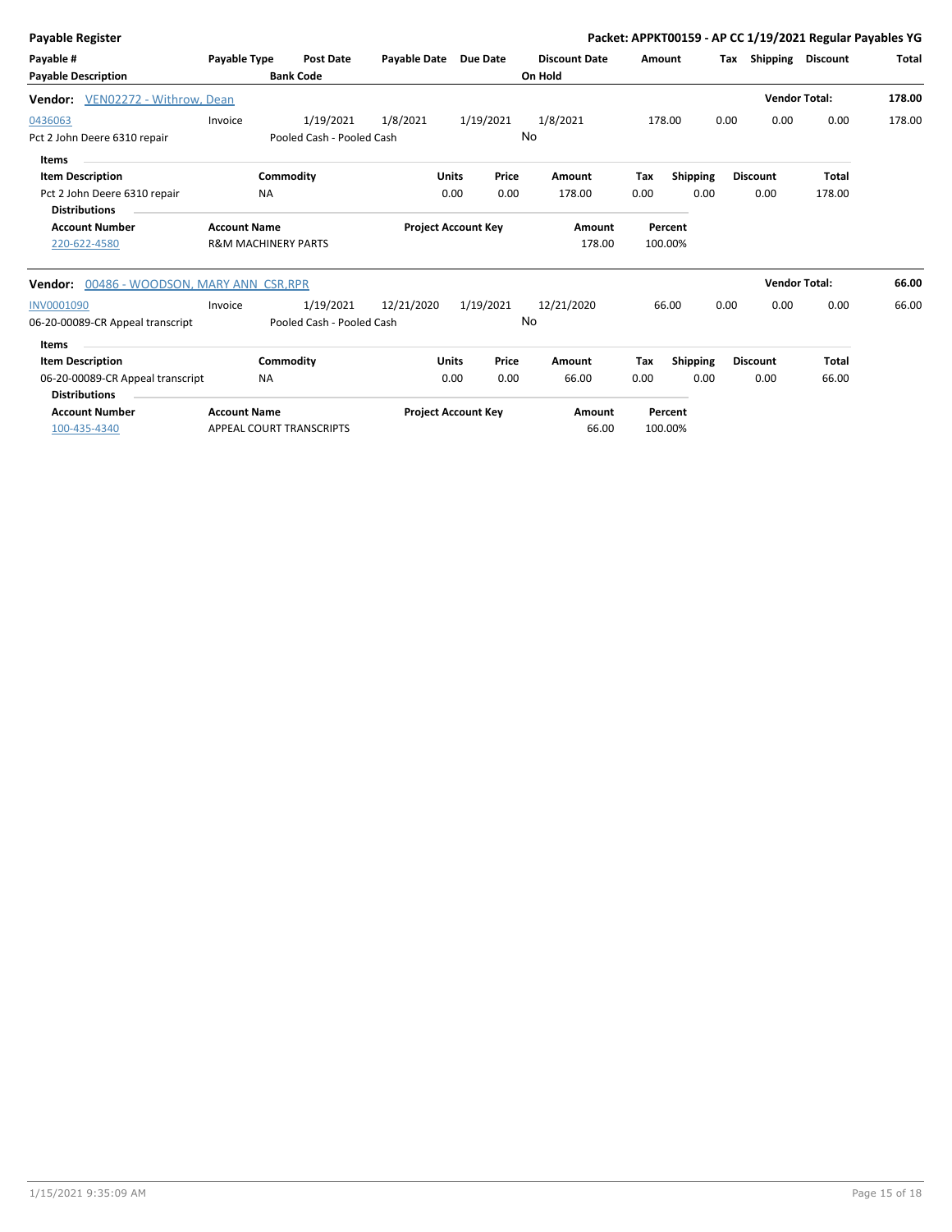**Payable Register** — **Packet: APPKT00159 - AP CC 1/19/2021 Regular Payables YG**

| Payable # | Payable Type | Post Date | Payable Date | Due Date | Discount Date | Amount | Tax | Shipping | Discount | Total |
|---|---|---|---|---|---|---|---|---|---|---|
| **Payable Description** | | **Bank Code** | | | **On Hold** | | | | | |

**Vendor:** VEN02272 - Withrow, Dean — **Vendor Total:** **178.00**

| Payable # | Payable Type | Post Date | Payable Date | Due Date | Discount Date | Amount | Tax | Shipping | Discount | Total |
|---|---|---|---|---|---|---|---|---|---|---|
| 0436063 | Invoice | 1/19/2021 | 1/8/2021 | 1/19/2021 | 1/8/2021 | 178.00 | 0.00 | 0.00 | 0.00 | 178.00 |
| Pct 2 John Deere 6310 repair | | Pooled Cash - Pooled Cash | | | No | | | | | |

**Items**

| Item Description | Commodity | Units | Price | Amount | Tax | Shipping | Discount | Total |
|---|---|---|---|---|---|---|---|---|
| Pct 2 John Deere 6310 repair | NA | 0.00 | 0.00 | 178.00 | 0.00 | 0.00 | 0.00 | 178.00 |

**Distributions**

| Account Number | Account Name | Project Account Key | Amount | Percent |
|---|---|---|---|---|
| 220-622-4580 | R&M MACHINERY PARTS | | 178.00 | 100.00% |

**Vendor:** 00486 - WOODSON, MARY ANN CSR,RPR — **Vendor Total:** **66.00**

| Payable # | Payable Type | Post Date | Payable Date | Due Date | Discount Date | Amount | Tax | Shipping | Discount | Total |
|---|---|---|---|---|---|---|---|---|---|---|
| INV0001090 | Invoice | 1/19/2021 | 12/21/2020 | 1/19/2021 | 12/21/2020 | 66.00 | 0.00 | 0.00 | 0.00 | 66.00 |
| 06-20-00089-CR Appeal transcript | | Pooled Cash - Pooled Cash | | | No | | | | | |

**Items**

| Item Description | Commodity | Units | Price | Amount | Tax | Shipping | Discount | Total |
|---|---|---|---|---|---|---|---|---|
| 06-20-00089-CR Appeal transcript | NA | 0.00 | 0.00 | 66.00 | 0.00 | 0.00 | 0.00 | 66.00 |

**Distributions**

| Account Number | Account Name | Project Account Key | Amount | Percent |
|---|---|---|---|---|
| 100-435-4340 | APPEAL COURT TRANSCRIPTS | | 66.00 | 100.00% |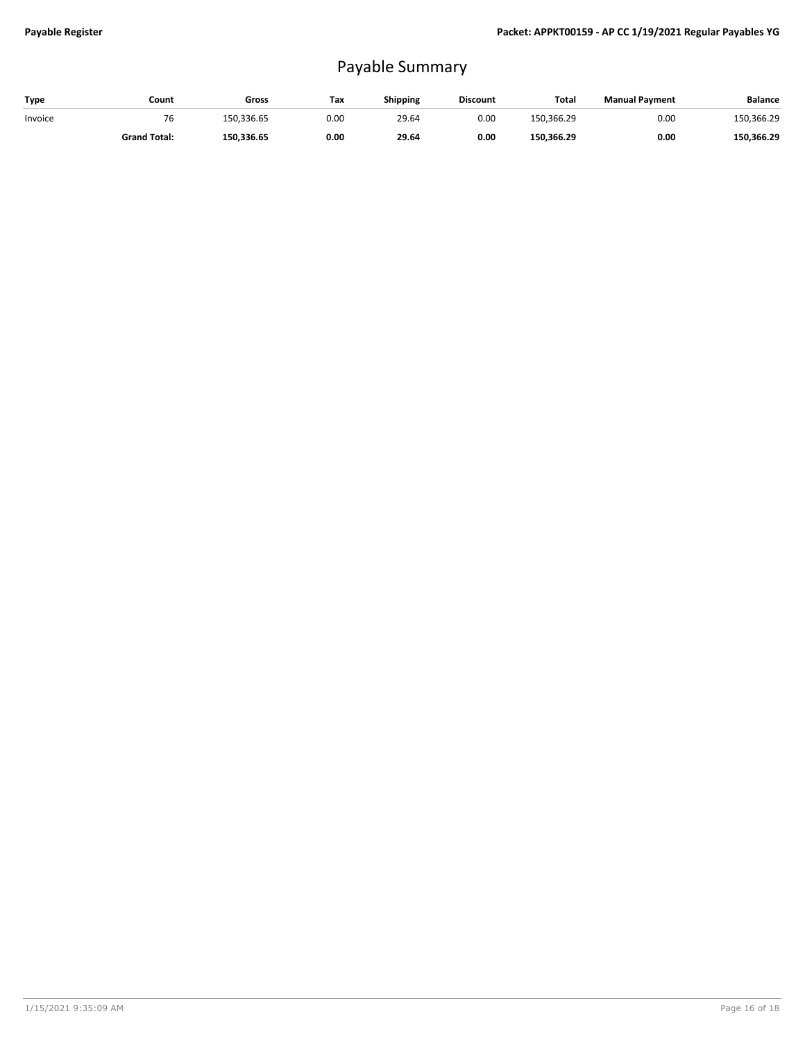# Payable Summary

| Type | Count | Gross | Tax | Shipping | Discount | Total | Manual Payment | Balance |
|---|---|---|---|---|---|---|---|---|
| Invoice | 76 | 150,336.65 | 0.00 | 29.64 | 0.00 | 150,366.29 | 0.00 | 150,366.29 |
| | **Grand Total:** | **150,336.65** | **0.00** | **29.64** | **0.00** | **150,366.29** | **0.00** | **150,366.29** |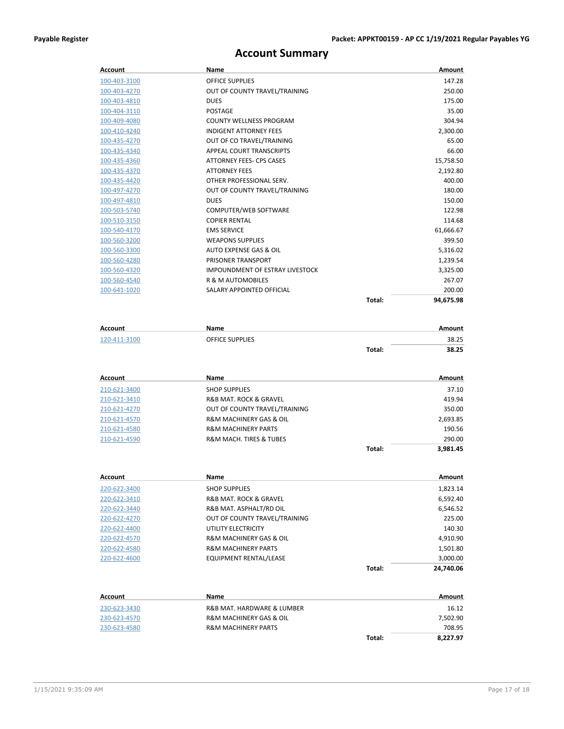# Account Summary

| Account | Name | | Amount |
|---|---|---|---|
| 100-403-3100 | OFFICE SUPPLIES | | 147.28 |
| 100-403-4270 | OUT OF COUNTY TRAVEL/TRAINING | | 250.00 |
| 100-403-4810 | DUES | | 175.00 |
| 100-404-3110 | POSTAGE | | 35.00 |
| 100-409-4080 | COUNTY WELLNESS PROGRAM | | 304.94 |
| 100-410-4240 | INDIGENT ATTORNEY FEES | | 2,300.00 |
| 100-435-4270 | OUT OF CO TRAVEL/TRAINING | | 65.00 |
| 100-435-4340 | APPEAL COURT TRANSCRIPTS | | 66.00 |
| 100-435-4360 | ATTORNEY FEES- CPS CASES | | 15,758.50 |
| 100-435-4370 | ATTORNEY FEES | | 2,192.80 |
| 100-435-4420 | OTHER PROFESSIONAL SERV. | | 400.00 |
| 100-497-4270 | OUT OF COUNTY TRAVEL/TRAINING | | 180.00 |
| 100-497-4810 | DUES | | 150.00 |
| 100-503-5740 | COMPUTER/WEB SOFTWARE | | 122.98 |
| 100-510-3150 | COPIER RENTAL | | 114.68 |
| 100-540-4170 | EMS SERVICE | | 61,666.67 |
| 100-560-3200 | WEAPONS SUPPLIES | | 399.50 |
| 100-560-3300 | AUTO EXPENSE GAS & OIL | | 5,316.02 |
| 100-560-4280 | PRISONER TRANSPORT | | 1,239.54 |
| 100-560-4320 | IMPOUNDMENT OF ESTRAY LIVESTOCK | | 3,325.00 |
| 100-560-4540 | R & M AUTOMOBILES | | 267.07 |
| 100-641-1020 | SALARY APPOINTED OFFICIAL | | 200.00 |
| | | **Total:** | **94,675.98** |

| Account | Name | | Amount |
|---|---|---|---|
| 120-411-3100 | OFFICE SUPPLIES | | 38.25 |
| | | **Total:** | **38.25** |

| Account | Name | | Amount |
|---|---|---|---|
| 210-621-3400 | SHOP SUPPLIES | | 37.10 |
| 210-621-3410 | R&B MAT. ROCK & GRAVEL | | 419.94 |
| 210-621-4270 | OUT OF COUNTY TRAVEL/TRAINING | | 350.00 |
| 210-621-4570 | R&M MACHINERY GAS & OIL | | 2,693.85 |
| 210-621-4580 | R&M MACHINERY PARTS | | 190.56 |
| 210-621-4590 | R&M MACH. TIRES & TUBES | | 290.00 |
| | | **Total:** | **3,981.45** |

| Account | Name | | Amount |
|---|---|---|---|
| 220-622-3400 | SHOP SUPPLIES | | 1,823.14 |
| 220-622-3410 | R&B MAT. ROCK & GRAVEL | | 6,592.40 |
| 220-622-3440 | R&B MAT. ASPHALT/RD OIL | | 6,546.52 |
| 220-622-4270 | OUT OF COUNTY TRAVEL/TRAINING | | 225.00 |
| 220-622-4400 | UTILITY ELECTRICITY | | 140.30 |
| 220-622-4570 | R&M MACHINERY GAS & OIL | | 4,910.90 |
| 220-622-4580 | R&M MACHINERY PARTS | | 1,501.80 |
| 220-622-4600 | EQUIPMENT RENTAL/LEASE | | 3,000.00 |
| | | **Total:** | **24,740.06** |

| Account | Name | | Amount |
|---|---|---|---|
| 230-623-3430 | R&B MAT. HARDWARE & LUMBER | | 16.12 |
| 230-623-4570 | R&M MACHINERY GAS & OIL | | 7,502.90 |
| 230-623-4580 | R&M MACHINERY PARTS | | 708.95 |
| | | **Total:** | **8,227.97** |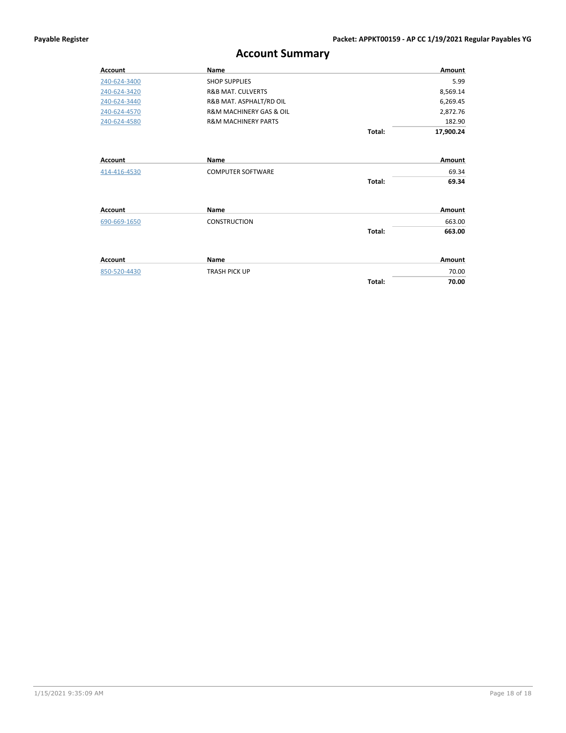# Account Summary

| Account | Name | | Amount |
|---|---|---|---|
| 240-624-3400 | SHOP SUPPLIES | | 5.99 |
| 240-624-3420 | R&B MAT. CULVERTS | | 8,569.14 |
| 240-624-3440 | R&B MAT. ASPHALT/RD OIL | | 6,269.45 |
| 240-624-4570 | R&M MACHINERY GAS & OIL | | 2,872.76 |
| 240-624-4580 | R&M MACHINERY PARTS | | 182.90 |
| | | **Total:** | **17,900.24** |

| Account | Name | | Amount |
|---|---|---|---|
| 414-416-4530 | COMPUTER SOFTWARE | | 69.34 |
| | | **Total:** | **69.34** |

| Account | Name | | Amount |
|---|---|---|---|
| 690-669-1650 | CONSTRUCTION | | 663.00 |
| | | **Total:** | **663.00** |

| Account | Name | | Amount |
|---|---|---|---|
| 850-520-4430 | TRASH PICK UP | | 70.00 |
| | | **Total:** | **70.00** |